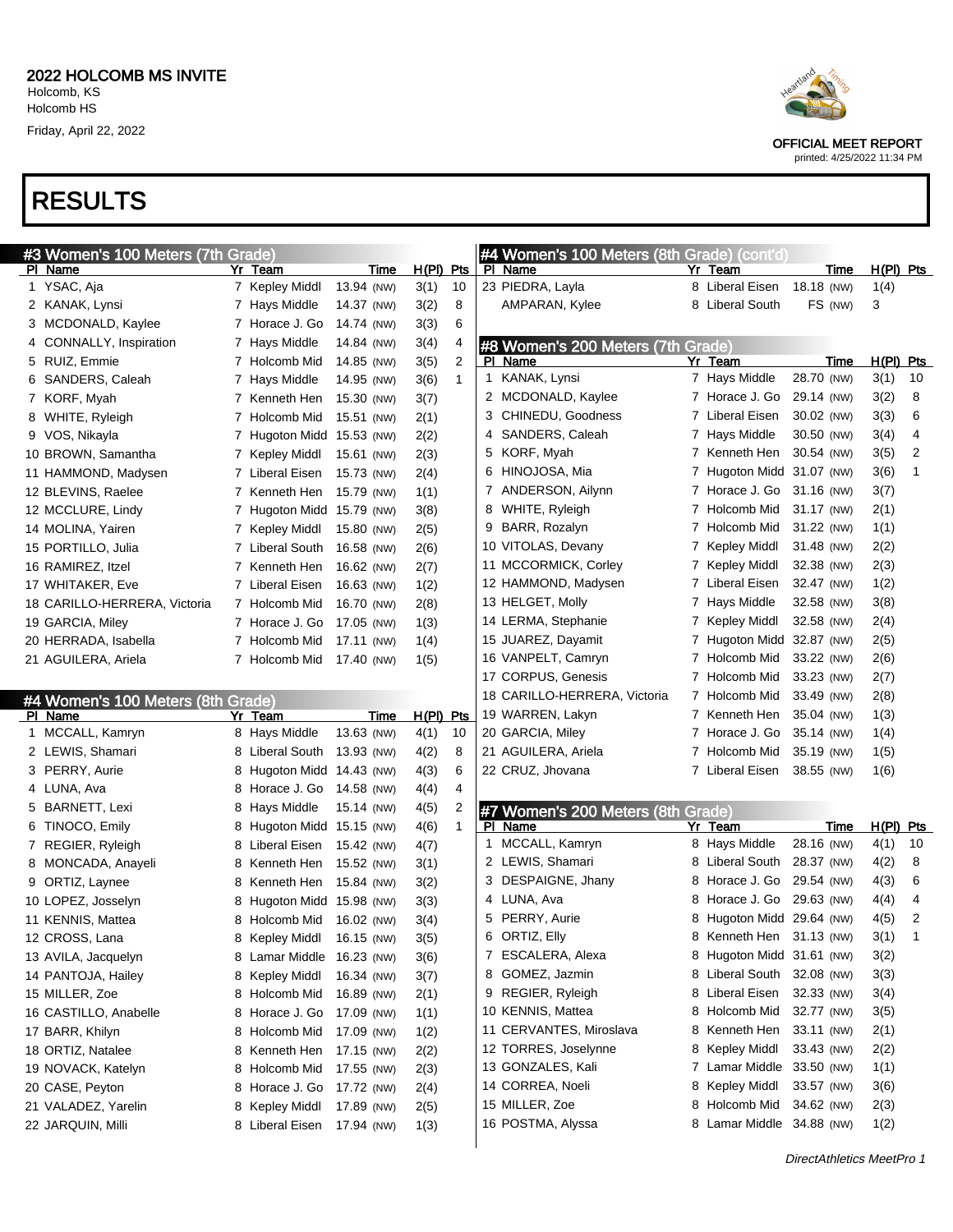# 2022 HOLCOMB MS INVITE

Holcomb, KS
Holcomb HS
Friday, April 22, 2022

OFFICIAL MEET REPORT
printed: 4/25/2022 11:34 PM

# RESULTS

## #3 Women's 100 Meters (7th Grade)

| Pl | Name | Yr | Team | Time | H(Pl) | Pts |
|---|---|---|---|---|---|---|
| 1 | YSAC, Aja | 7 | Kepley Middl | 13.94 (NW) | 3(1) | 10 |
| 2 | KANAK, Lynsi | 7 | Hays Middle | 14.37 (NW) | 3(2) | 8 |
| 3 | MCDONALD, Kaylee | 7 | Horace J. Go | 14.74 (NW) | 3(3) | 6 |
| 4 | CONNALLY, Inspiration | 7 | Hays Middle | 14.84 (NW) | 3(4) | 4 |
| 5 | RUIZ, Emmie | 7 | Holcomb Mid | 14.85 (NW) | 3(5) | 2 |
| 6 | SANDERS, Caleah | 7 | Hays Middle | 14.95 (NW) | 3(6) | 1 |
| 7 | KORF, Myah | 7 | Kenneth Hen | 15.30 (NW) | 3(7) | |
| 8 | WHITE, Ryleigh | 7 | Holcomb Mid | 15.51 (NW) | 2(1) | |
| 9 | VOS, Nikayla | 7 | Hugoton Midd | 15.53 (NW) | 2(2) | |
| 10 | BROWN, Samantha | 7 | Kepley Middl | 15.61 (NW) | 2(3) | |
| 11 | HAMMOND, Madysen | 7 | Liberal Eisen | 15.73 (NW) | 2(4) | |
| 12 | BLEVINS, Raelee | 7 | Kenneth Hen | 15.79 (NW) | 1(1) | |
| 12 | MCCLURE, Lindy | 7 | Hugoton Midd | 15.79 (NW) | 3(8) | |
| 14 | MOLINA, Yairen | 7 | Kepley Middl | 15.80 (NW) | 2(5) | |
| 15 | PORTILLO, Julia | 7 | Liberal South | 16.58 (NW) | 2(6) | |
| 16 | RAMIREZ, Itzel | 7 | Kenneth Hen | 16.62 (NW) | 2(7) | |
| 17 | WHITAKER, Eve | 7 | Liberal Eisen | 16.63 (NW) | 1(2) | |
| 18 | CARILLO-HERRERA, Victoria | 7 | Holcomb Mid | 16.70 (NW) | 2(8) | |
| 19 | GARCIA, Miley | 7 | Horace J. Go | 17.05 (NW) | 1(3) | |
| 20 | HERRADA, Isabella | 7 | Holcomb Mid | 17.11 (NW) | 1(4) | |
| 21 | AGUILERA, Ariela | 7 | Holcomb Mid | 17.40 (NW) | 1(5) | |

## #4 Women's 100 Meters (8th Grade)

| Pl | Name | Yr | Team | Time | H(Pl) | Pts |
|---|---|---|---|---|---|---|
| 1 | MCCALL, Kamryn | 8 | Hays Middle | 13.63 (NW) | 4(1) | 10 |
| 2 | LEWIS, Shamari | 8 | Liberal South | 13.93 (NW) | 4(2) | 8 |
| 3 | PERRY, Aurie | 8 | Hugoton Midd | 14.43 (NW) | 4(3) | 6 |
| 4 | LUNA, Ava | 8 | Horace J. Go | 14.58 (NW) | 4(4) | 4 |
| 5 | BARNETT, Lexi | 8 | Hays Middle | 15.14 (NW) | 4(5) | 2 |
| 6 | TINOCO, Emily | 8 | Hugoton Midd | 15.15 (NW) | 4(6) | 1 |
| 7 | REGIER, Ryleigh | 8 | Liberal Eisen | 15.42 (NW) | 4(7) | |
| 8 | MONCADA, Anayeli | 8 | Kenneth Hen | 15.52 (NW) | 3(1) | |
| 9 | ORTIZ, Laynee | 8 | Kenneth Hen | 15.84 (NW) | 3(2) | |
| 10 | LOPEZ, Josselyn | 8 | Hugoton Midd | 15.98 (NW) | 3(3) | |
| 11 | KENNIS, Mattea | 8 | Holcomb Mid | 16.02 (NW) | 3(4) | |
| 12 | CROSS, Lana | 8 | Kepley Middl | 16.15 (NW) | 3(5) | |
| 13 | AVILA, Jacquelyn | 8 | Lamar Middle | 16.23 (NW) | 3(6) | |
| 14 | PANTOJA, Hailey | 8 | Kepley Middl | 16.34 (NW) | 3(7) | |
| 15 | MILLER, Zoe | 8 | Holcomb Mid | 16.89 (NW) | 2(1) | |
| 16 | CASTILLO, Anabelle | 8 | Horace J. Go | 17.09 (NW) | 1(1) | |
| 17 | BARR, Khilyn | 8 | Holcomb Mid | 17.09 (NW) | 1(2) | |
| 18 | ORTIZ, Natalee | 8 | Kenneth Hen | 17.15 (NW) | 2(2) | |
| 19 | NOVACK, Katelyn | 8 | Holcomb Mid | 17.55 (NW) | 2(3) | |
| 20 | CASE, Peyton | 8 | Horace J. Go | 17.72 (NW) | 2(4) | |
| 21 | VALADEZ, Yarelin | 8 | Kepley Middl | 17.89 (NW) | 2(5) | |
| 22 | JARQUIN, Milli | 8 | Liberal Eisen | 17.94 (NW) | 1(3) | |
| 23 | PIEDRA, Layla | 8 | Liberal Eisen | 18.18 (NW) | 1(4) | |
| | AMPARAN, Kylee | 8 | Liberal South | FS (NW) | 3 | |

## #8 Women's 200 Meters (7th Grade)

| Pl | Name | Yr | Team | Time | H(Pl) | Pts |
|---|---|---|---|---|---|---|
| 1 | KANAK, Lynsi | 7 | Hays Middle | 28.70 (NW) | 3(1) | 10 |
| 2 | MCDONALD, Kaylee | 7 | Horace J. Go | 29.14 (NW) | 3(2) | 8 |
| 3 | CHINEDU, Goodness | 7 | Liberal Eisen | 30.02 (NW) | 3(3) | 6 |
| 4 | SANDERS, Caleah | 7 | Hays Middle | 30.50 (NW) | 3(4) | 4 |
| 5 | KORF, Myah | 7 | Kenneth Hen | 30.54 (NW) | 3(5) | 2 |
| 6 | HINOJOSA, Mia | 7 | Hugoton Midd | 31.07 (NW) | 3(6) | 1 |
| 7 | ANDERSON, Ailynn | 7 | Horace J. Go | 31.16 (NW) | 3(7) | |
| 8 | WHITE, Ryleigh | 7 | Holcomb Mid | 31.17 (NW) | 2(1) | |
| 9 | BARR, Rozalyn | 7 | Holcomb Mid | 31.22 (NW) | 1(1) | |
| 10 | VITOLAS, Devany | 7 | Kepley Middl | 31.48 (NW) | 2(2) | |
| 11 | MCCORMICK, Corley | 7 | Kepley Middl | 32.38 (NW) | 2(3) | |
| 12 | HAMMOND, Madysen | 7 | Liberal Eisen | 32.47 (NW) | 1(2) | |
| 13 | HELGET, Molly | 7 | Hays Middle | 32.58 (NW) | 3(8) | |
| 14 | LERMA, Stephanie | 7 | Kepley Middl | 32.58 (NW) | 2(4) | |
| 15 | JUAREZ, Dayamit | 7 | Hugoton Midd | 32.87 (NW) | 2(5) | |
| 16 | VANPELT, Camryn | 7 | Holcomb Mid | 33.22 (NW) | 2(6) | |
| 17 | CORPUS, Genesis | 7 | Holcomb Mid | 33.23 (NW) | 2(7) | |
| 18 | CARILLO-HERRERA, Victoria | 7 | Holcomb Mid | 33.49 (NW) | 2(8) | |
| 19 | WARREN, Lakyn | 7 | Kenneth Hen | 35.04 (NW) | 1(3) | |
| 20 | GARCIA, Miley | 7 | Horace J. Go | 35.14 (NW) | 1(4) | |
| 21 | AGUILERA, Ariela | 7 | Holcomb Mid | 35.19 (NW) | 1(5) | |
| 22 | CRUZ, Jhovana | 7 | Liberal Eisen | 38.55 (NW) | 1(6) | |

## #7 Women's 200 Meters (8th Grade)

| Pl | Name | Yr | Team | Time | H(Pl) | Pts |
|---|---|---|---|---|---|---|
| 1 | MCCALL, Kamryn | 8 | Hays Middle | 28.16 (NW) | 4(1) | 10 |
| 2 | LEWIS, Shamari | 8 | Liberal South | 28.37 (NW) | 4(2) | 8 |
| 3 | DESPAIGNE, Jhany | 8 | Horace J. Go | 29.54 (NW) | 4(3) | 6 |
| 4 | LUNA, Ava | 8 | Horace J. Go | 29.63 (NW) | 4(4) | 4 |
| 5 | PERRY, Aurie | 8 | Hugoton Midd | 29.64 (NW) | 4(5) | 2 |
| 6 | ORTIZ, Elly | 8 | Kenneth Hen | 31.13 (NW) | 3(1) | 1 |
| 7 | ESCALERA, Alexa | 8 | Hugoton Midd | 31.61 (NW) | 3(2) | |
| 8 | GOMEZ, Jazmin | 8 | Liberal South | 32.08 (NW) | 3(3) | |
| 9 | REGIER, Ryleigh | 8 | Liberal Eisen | 32.33 (NW) | 3(4) | |
| 10 | KENNIS, Mattea | 8 | Holcomb Mid | 32.77 (NW) | 3(5) | |
| 11 | CERVANTES, Miroslava | 8 | Kenneth Hen | 33.11 (NW) | 2(1) | |
| 12 | TORRES, Joselynne | 8 | Kepley Middl | 33.43 (NW) | 2(2) | |
| 13 | GONZALES, Kali | 7 | Lamar Middle | 33.50 (NW) | 1(1) | |
| 14 | CORREA, Noeli | 8 | Kepley Middl | 33.57 (NW) | 3(6) | |
| 15 | MILLER, Zoe | 8 | Holcomb Mid | 34.62 (NW) | 2(3) | |
| 16 | POSTMA, Alyssa | 8 | Lamar Middle | 34.88 (NW) | 1(2) | |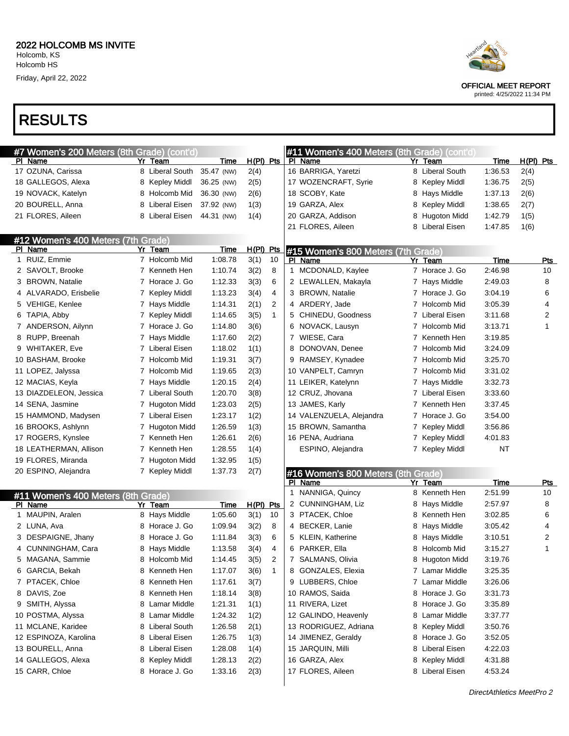# 2022 HOLCOMB MS INVITE

Holcomb, KS
Holcomb HS
Friday, April 22, 2022

OFFICIAL MEET REPORT
printed: 4/25/2022 11:34 PM

# RESULTS

## #7 Women's 200 Meters (8th Grade) (cont'd)

| Pl | Name | Yr | Team | Time | | H(Pl) | Pts |
|---|---|---|---|---|---|---|---|
| 17 | OZUNA, Carissa | 8 | Liberal South | 35.47 | (NW) | 2(4) | |
| 18 | GALLEGOS, Alexa | 8 | Kepley Middl | 36.25 | (NW) | 2(5) | |
| 19 | NOVACK, Katelyn | 8 | Holcomb Mid | 36.30 | (NW) | 2(6) | |
| 20 | BOURELL, Anna | 8 | Liberal Eisen | 37.92 | (NW) | 1(3) | |
| 21 | FLORES, Aileen | 8 | Liberal Eisen | 44.31 | (NW) | 1(4) | |

## #12 Women's 400 Meters (7th Grade)

| Pl | Name | Yr | Team | Time | H(Pl) | Pts |
|---|---|---|---|---|---|---|
| 1 | RUIZ, Emmie | 7 | Holcomb Mid | 1:08.78 | 3(1) | 10 |
| 2 | SAVOLT, Brooke | 7 | Kenneth Hen | 1:10.74 | 3(2) | 8 |
| 3 | BROWN, Natalie | 7 | Horace J. Go | 1:12.33 | 3(3) | 6 |
| 4 | ALVARADO, Erisbelie | 7 | Kepley Middl | 1:13.23 | 3(4) | 4 |
| 5 | VEHIGE, Kenlee | 7 | Hays Middle | 1:14.31 | 2(1) | 2 |
| 6 | TAPIA, Abby | 7 | Kepley Middl | 1:14.65 | 3(5) | 1 |
| 7 | ANDERSON, Ailynn | 7 | Horace J. Go | 1:14.80 | 3(6) | |
| 8 | RUPP, Breenah | 7 | Hays Middle | 1:17.60 | 2(2) | |
| 9 | WHITAKER, Eve | 7 | Liberal Eisen | 1:18.02 | 1(1) | |
| 10 | BASHAM, Brooke | 7 | Holcomb Mid | 1:19.31 | 3(7) | |
| 11 | LOPEZ, Jalyssa | 7 | Holcomb Mid | 1:19.65 | 2(3) | |
| 12 | MACIAS, Keyla | 7 | Hays Middle | 1:20.15 | 2(4) | |
| 13 | DIAZDELEON, Jessica | 7 | Liberal South | 1:20.70 | 3(8) | |
| 14 | SENA, Jasmine | 7 | Hugoton Midd | 1:23.03 | 2(5) | |
| 15 | HAMMOND, Madysen | 7 | Liberal Eisen | 1:23.17 | 1(2) | |
| 16 | BROOKS, Ashlynn | 7 | Hugoton Midd | 1:26.59 | 1(3) | |
| 17 | ROGERS, Kynslee | 7 | Kenneth Hen | 1:26.61 | 2(6) | |
| 18 | LEATHERMAN, Allison | 7 | Kenneth Hen | 1:28.55 | 1(4) | |
| 19 | FLORES, Miranda | 7 | Hugoton Midd | 1:32.95 | 1(5) | |
| 20 | ESPINO, Alejandra | 7 | Kepley Middl | 1:37.73 | 2(7) | |

## #11 Women's 400 Meters (8th Grade)

| Pl | Name | Yr | Team | Time | H(Pl) | Pts |
|---|---|---|---|---|---|---|
| 1 | MAUPIN, Aralen | 8 | Hays Middle | 1:05.60 | 3(1) | 10 |
| 2 | LUNA, Ava | 8 | Horace J. Go | 1:09.94 | 3(2) | 8 |
| 3 | DESPAIGNE, Jhany | 8 | Horace J. Go | 1:11.84 | 3(3) | 6 |
| 4 | CUNNINGHAM, Cara | 8 | Hays Middle | 1:13.58 | 3(4) | 4 |
| 5 | MAGANA, Sammie | 8 | Holcomb Mid | 1:14.45 | 3(5) | 2 |
| 6 | GARCIA, Bekah | 8 | Kenneth Hen | 1:17.07 | 3(6) | 1 |
| 7 | PTACEK, Chloe | 8 | Kenneth Hen | 1:17.61 | 3(7) | |
| 8 | DAVIS, Zoe | 8 | Kenneth Hen | 1:18.14 | 3(8) | |
| 9 | SMITH, Alyssa | 8 | Lamar Middle | 1:21.31 | 1(1) | |
| 10 | POSTMA, Alyssa | 8 | Lamar Middle | 1:24.32 | 1(2) | |
| 11 | MCLANE, Karidee | 8 | Liberal South | 1:26.58 | 2(1) | |
| 12 | ESPINOZA, Karolina | 8 | Liberal Eisen | 1:26.75 | 1(3) | |
| 13 | BOURELL, Anna | 8 | Liberal Eisen | 1:28.08 | 1(4) | |
| 14 | GALLEGOS, Alexa | 8 | Kepley Middl | 1:28.13 | 2(2) | |
| 15 | CARR, Chloe | 8 | Horace J. Go | 1:33.16 | 2(3) | |
| 16 | BARRIGA, Yaretzi | 8 | Liberal South | 1:36.53 | 2(4) | |
| 17 | WOZENCRAFT, Syrie | 8 | Kepley Middl | 1:36.75 | 2(5) | |
| 18 | SCOBY, Kate | 8 | Hays Middle | 1:37.13 | 2(6) | |
| 19 | GARZA, Alex | 8 | Kepley Middl | 1:38.65 | 2(7) | |
| 20 | GARZA, Addison | 8 | Hugoton Midd | 1:42.79 | 1(5) | |
| 21 | FLORES, Aileen | 8 | Liberal Eisen | 1:47.85 | 1(6) | |

## #15 Women's 800 Meters (7th Grade)

| Pl | Name | Yr | Team | Time | Pts |
|---|---|---|---|---|---|
| 1 | MCDONALD, Kaylee | 7 | Horace J. Go | 2:46.98 | 10 |
| 2 | LEWALLEN, Makayla | 7 | Hays Middle | 2:49.03 | 8 |
| 3 | BROWN, Natalie | 7 | Horace J. Go | 3:04.19 | 6 |
| 4 | ARDERY, Jade | 7 | Holcomb Mid | 3:05.39 | 4 |
| 5 | CHINEDU, Goodness | 7 | Liberal Eisen | 3:11.68 | 2 |
| 6 | NOVACK, Lausyn | 7 | Holcomb Mid | 3:13.71 | 1 |
| 7 | WIESE, Cara | 7 | Kenneth Hen | 3:19.85 | |
| 8 | DONOVAN, Denee | 7 | Holcomb Mid | 3:24.09 | |
| 9 | RAMSEY, Kynadee | 7 | Holcomb Mid | 3:25.70 | |
| 10 | VANPELT, Camryn | 7 | Holcomb Mid | 3:31.02 | |
| 11 | LEIKER, Katelynn | 7 | Hays Middle | 3:32.73 | |
| 12 | CRUZ, Jhovana | 7 | Liberal Eisen | 3:33.60 | |
| 13 | JAMES, Karly | 7 | Kenneth Hen | 3:37.45 | |
| 14 | VALENZUELA, Alejandra | 7 | Horace J. Go | 3:54.00 | |
| 15 | BROWN, Samantha | 7 | Kepley Middl | 3:56.86 | |
| 16 | PENA, Audriana | 7 | Kepley Middl | 4:01.83 | |
| | ESPINO, Alejandra | 7 | Kepley Middl | NT | |

## #16 Women's 800 Meters (8th Grade)

| Pl | Name | Yr | Team | Time | Pts |
|---|---|---|---|---|---|
| 1 | NANNIGA, Quincy | 8 | Kenneth Hen | 2:51.99 | 10 |
| 2 | CUNNINGHAM, Liz | 8 | Hays Middle | 2:57.97 | 8 |
| 3 | PTACEK, Chloe | 8 | Kenneth Hen | 3:02.85 | 6 |
| 4 | BECKER, Lanie | 8 | Hays Middle | 3:05.42 | 4 |
| 5 | KLEIN, Katherine | 8 | Hays Middle | 3:10.51 | 2 |
| 6 | PARKER, Ella | 8 | Holcomb Mid | 3:15.27 | 1 |
| 7 | SALMANS, Olivia | 8 | Hugoton Midd | 3:19.76 | |
| 8 | GONZALES, Elexia | 7 | Lamar Middle | 3:25.35 | |
| 9 | LUBBERS, Chloe | 7 | Lamar Middle | 3:26.06 | |
| 10 | RAMOS, Saida | 8 | Horace J. Go | 3:31.73 | |
| 11 | RIVERA, Lizet | 8 | Horace J. Go | 3:35.89 | |
| 12 | GALINDO, Heavenly | 8 | Lamar Middle | 3:37.77 | |
| 13 | RODRIGUEZ, Adriana | 8 | Kepley Middl | 3:50.76 | |
| 14 | JIMENEZ, Geraldy | 8 | Horace J. Go | 3:52.05 | |
| 15 | JARQUIN, Milli | 8 | Liberal Eisen | 4:22.03 | |
| 16 | GARZA, Alex | 8 | Kepley Middl | 4:31.88 | |
| 17 | FLORES, Aileen | 8 | Liberal Eisen | 4:53.24 | |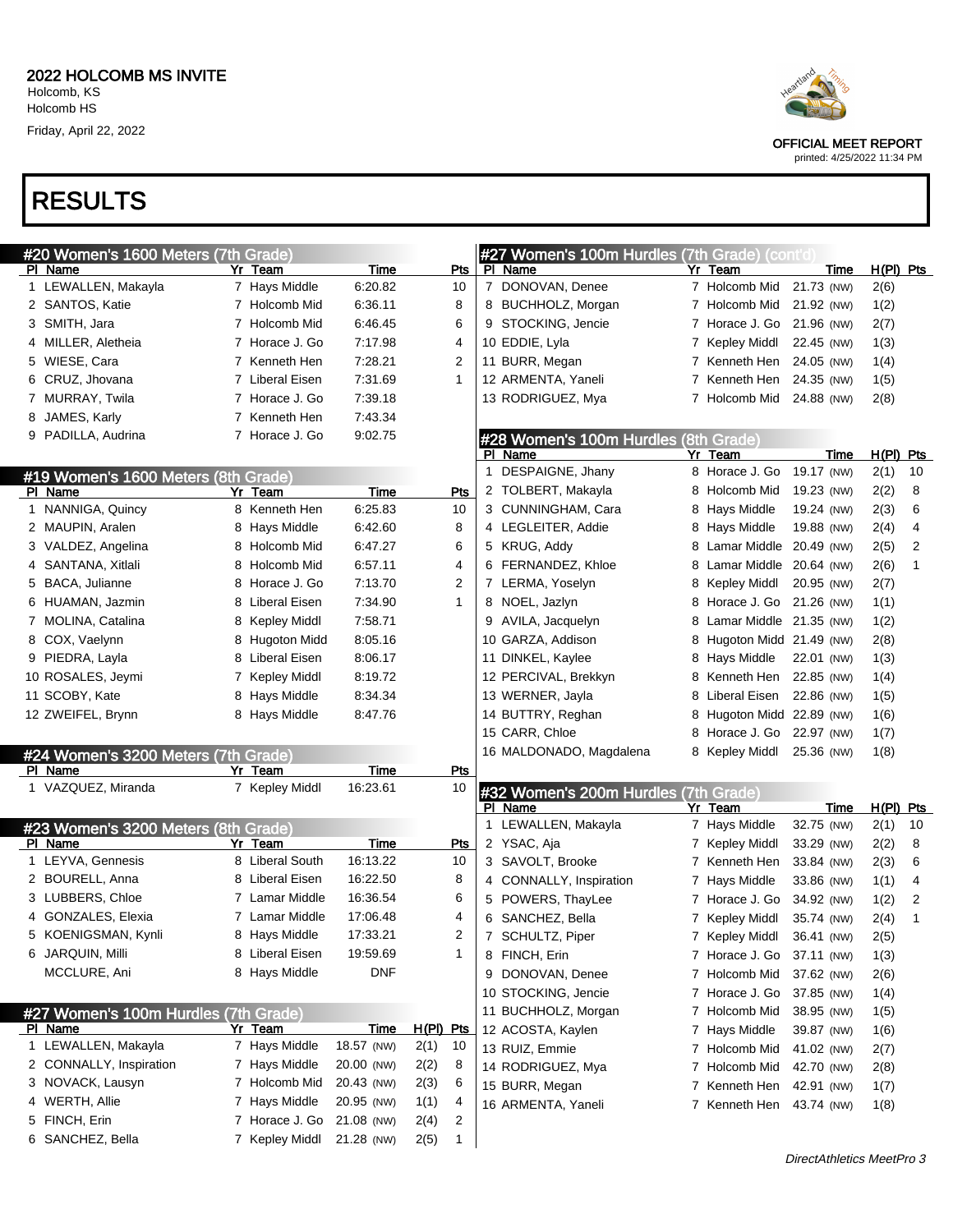# 2022 HOLCOMB MS INVITE

Holcomb, KS
Holcomb HS
Friday, April 22, 2022

OFFICIAL MEET REPORT
printed: 4/25/2022 11:34 PM

# RESULTS

## #20 Women's 1600 Meters (7th Grade)

| Pl | Name | Yr | Team | Time | Pts |
|---|---|---|---|---|---|
| 1 | LEWALLEN, Makayla | 7 | Hays Middle | 6:20.82 | 10 |
| 2 | SANTOS, Katie | 7 | Holcomb Mid | 6:36.11 | 8 |
| 3 | SMITH, Jara | 7 | Holcomb Mid | 6:46.45 | 6 |
| 4 | MILLER, Aletheia | 7 | Horace J. Go | 7:17.98 | 4 |
| 5 | WIESE, Cara | 7 | Kenneth Hen | 7:28.21 | 2 |
| 6 | CRUZ, Jhovana | 7 | Liberal Eisen | 7:31.69 | 1 |
| 7 | MURRAY, Twila | 7 | Horace J. Go | 7:39.18 | |
| 8 | JAMES, Karly | 7 | Kenneth Hen | 7:43.34 | |
| 9 | PADILLA, Audrina | 7 | Horace J. Go | 9:02.75 | |

## #19 Women's 1600 Meters (8th Grade)

| Pl | Name | Yr | Team | Time | Pts |
|---|---|---|---|---|---|
| 1 | NANNIGA, Quincy | 8 | Kenneth Hen | 6:25.83 | 10 |
| 2 | MAUPIN, Aralen | 8 | Hays Middle | 6:42.60 | 8 |
| 3 | VALDEZ, Angelina | 8 | Holcomb Mid | 6:47.27 | 6 |
| 4 | SANTANA, Xitlali | 8 | Holcomb Mid | 6:57.11 | 4 |
| 5 | BACA, Julianne | 8 | Horace J. Go | 7:13.70 | 2 |
| 6 | HUAMAN, Jazmin | 8 | Liberal Eisen | 7:34.90 | 1 |
| 7 | MOLINA, Catalina | 8 | Kepley Middl | 7:58.71 | |
| 8 | COX, Vaelynn | 8 | Hugoton Midd | 8:05.16 | |
| 9 | PIEDRA, Layla | 8 | Liberal Eisen | 8:06.17 | |
| 10 | ROSALES, Jeymi | 7 | Kepley Middl | 8:19.72 | |
| 11 | SCOBY, Kate | 8 | Hays Middle | 8:34.34 | |
| 12 | ZWEIFEL, Brynn | 8 | Hays Middle | 8:47.76 | |

## #24 Women's 3200 Meters (7th Grade)

| Pl | Name | Yr | Team | Time | Pts |
|---|---|---|---|---|---|
| 1 | VAZQUEZ, Miranda | 7 | Kepley Middl | 16:23.61 | 10 |

## #23 Women's 3200 Meters (8th Grade)

| Pl | Name | Yr | Team | Time | Pts |
|---|---|---|---|---|---|
| 1 | LEYVA, Gennesis | 8 | Liberal South | 16:13.22 | 10 |
| 2 | BOURELL, Anna | 8 | Liberal Eisen | 16:22.50 | 8 |
| 3 | LUBBERS, Chloe | 7 | Lamar Middle | 16:36.54 | 6 |
| 4 | GONZALES, Elexia | 7 | Lamar Middle | 17:06.48 | 4 |
| 5 | KOENIGSMAN, Kynli | 8 | Hays Middle | 17:33.21 | 2 |
| 6 | JARQUIN, Milli | 8 | Liberal Eisen | 19:59.69 | 1 |
| | MCCLURE, Ani | 8 | Hays Middle | DNF | |

## #27 Women's 100m Hurdles (7th Grade)

| Pl | Name | Yr | Team | Time | H(Pl) | Pts |
|---|---|---|---|---|---|---|
| 1 | LEWALLEN, Makayla | 7 | Hays Middle | 18.57 (NW) | 2(1) | 10 |
| 2 | CONNALLY, Inspiration | 7 | Hays Middle | 20.00 (NW) | 2(2) | 8 |
| 3 | NOVACK, Lausyn | 7 | Holcomb Mid | 20.43 (NW) | 2(3) | 6 |
| 4 | WERTH, Allie | 7 | Hays Middle | 20.95 (NW) | 1(1) | 4 |
| 5 | FINCH, Erin | 7 | Horace J. Go | 21.08 (NW) | 2(4) | 2 |
| 6 | SANCHEZ, Bella | 7 | Kepley Middl | 21.28 (NW) | 2(5) | 1 |
| 7 | DONOVAN, Denee | 7 | Holcomb Mid | 21.73 (NW) | 2(6) | |
| 8 | BUCHHOLZ, Morgan | 7 | Holcomb Mid | 21.92 (NW) | 1(2) | |
| 9 | STOCKING, Jencie | 7 | Horace J. Go | 21.96 (NW) | 2(7) | |
| 10 | EDDIE, Lyla | 7 | Kepley Middl | 22.45 (NW) | 1(3) | |
| 11 | BURR, Megan | 7 | Kenneth Hen | 24.05 (NW) | 1(4) | |
| 12 | ARMENTA, Yaneli | 7 | Kenneth Hen | 24.35 (NW) | 1(5) | |
| 13 | RODRIGUEZ, Mya | 7 | Holcomb Mid | 24.88 (NW) | 2(8) | |

## #28 Women's 100m Hurdles (8th Grade)

| Pl | Name | Yr | Team | Time | H(Pl) | Pts |
|---|---|---|---|---|---|---|
| 1 | DESPAIGNE, Jhany | 8 | Horace J. Go | 19.17 (NW) | 2(1) | 10 |
| 2 | TOLBERT, Makayla | 8 | Holcomb Mid | 19.23 (NW) | 2(2) | 8 |
| 3 | CUNNINGHAM, Cara | 8 | Hays Middle | 19.24 (NW) | 2(3) | 6 |
| 4 | LEGLEITER, Addie | 8 | Hays Middle | 19.88 (NW) | 2(4) | 4 |
| 5 | KRUG, Addy | 8 | Lamar Middle | 20.49 (NW) | 2(5) | 2 |
| 6 | FERNANDEZ, Khloe | 8 | Lamar Middle | 20.64 (NW) | 2(6) | 1 |
| 7 | LERMA, Yoselyn | 8 | Kepley Middl | 20.95 (NW) | 2(7) | |
| 8 | NOEL, Jazlyn | 8 | Horace J. Go | 21.26 (NW) | 1(1) | |
| 9 | AVILA, Jacquelyn | 8 | Lamar Middle | 21.35 (NW) | 1(2) | |
| 10 | GARZA, Addison | 8 | Hugoton Midd | 21.49 (NW) | 2(8) | |
| 11 | DINKEL, Kaylee | 8 | Hays Middle | 22.01 (NW) | 1(3) | |
| 12 | PERCIVAL, Brekkyn | 8 | Kenneth Hen | 22.85 (NW) | 1(4) | |
| 13 | WERNER, Jayla | 8 | Liberal Eisen | 22.86 (NW) | 1(5) | |
| 14 | BUTTRY, Reghan | 8 | Hugoton Midd | 22.89 (NW) | 1(6) | |
| 15 | CARR, Chloe | 8 | Horace J. Go | 22.97 (NW) | 1(7) | |
| 16 | MALDONADO, Magdalena | 8 | Kepley Middl | 25.36 (NW) | 1(8) | |

## #32 Women's 200m Hurdles (7th Grade)

| Pl | Name | Yr | Team | Time | H(Pl) | Pts |
|---|---|---|---|---|---|---|
| 1 | LEWALLEN, Makayla | 7 | Hays Middle | 32.75 (NW) | 2(1) | 10 |
| 2 | YSAC, Aja | 7 | Kepley Middl | 33.29 (NW) | 2(2) | 8 |
| 3 | SAVOLT, Brooke | 7 | Kenneth Hen | 33.84 (NW) | 2(3) | 6 |
| 4 | CONNALLY, Inspiration | 7 | Hays Middle | 33.86 (NW) | 1(1) | 4 |
| 5 | POWERS, ThayLee | 7 | Horace J. Go | 34.92 (NW) | 1(2) | 2 |
| 6 | SANCHEZ, Bella | 7 | Kepley Middl | 35.74 (NW) | 2(4) | 1 |
| 7 | SCHULTZ, Piper | 7 | Kepley Middl | 36.41 (NW) | 2(5) | |
| 8 | FINCH, Erin | 7 | Horace J. Go | 37.11 (NW) | 1(3) | |
| 9 | DONOVAN, Denee | 7 | Holcomb Mid | 37.62 (NW) | 2(6) | |
| 10 | STOCKING, Jencie | 7 | Horace J. Go | 37.85 (NW) | 1(4) | |
| 11 | BUCHHOLZ, Morgan | 7 | Holcomb Mid | 38.95 (NW) | 1(5) | |
| 12 | ACOSTA, Kaylen | 7 | Hays Middle | 39.87 (NW) | 1(6) | |
| 13 | RUIZ, Emmie | 7 | Holcomb Mid | 41.02 (NW) | 2(7) | |
| 14 | RODRIGUEZ, Mya | 7 | Holcomb Mid | 42.70 (NW) | 2(8) | |
| 15 | BURR, Megan | 7 | Kenneth Hen | 42.91 (NW) | 1(7) | |
| 16 | ARMENTA, Yaneli | 7 | Kenneth Hen | 43.74 (NW) | 1(8) | |

DirectAthletics MeetPro 3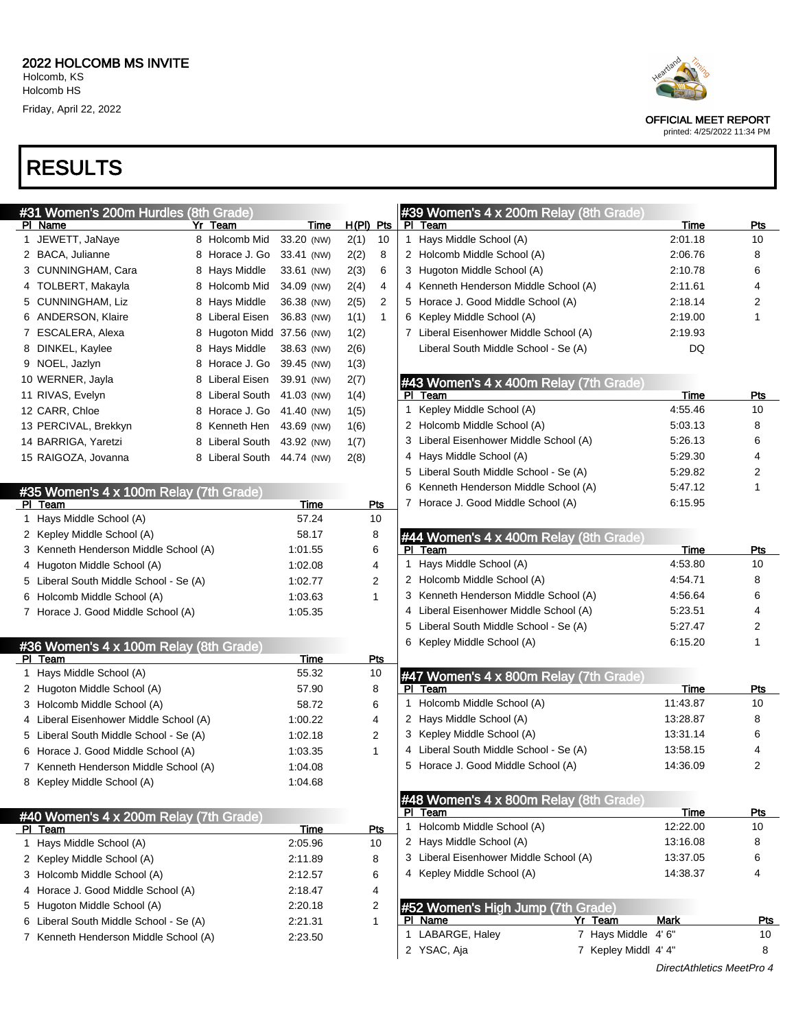# 2022 HOLCOMB MS INVITE

Holcomb, KS
Holcomb HS
Friday, April 22, 2022

OFFICIAL MEET REPORT
printed: 4/25/2022 11:34 PM

# RESULTS

## #31 Women's 200m Hurdles (8th Grade)

| Pl | Name | Yr | Team | Time | H(Pl) | Pts |
|---|---|---|---|---|---|---|
| 1 | JEWETT, JaNaye | 8 | Holcomb Mid | 33.20 (NW) | 2(1) | 10 |
| 2 | BACA, Julianne | 8 | Horace J. Go | 33.41 (NW) | 2(2) | 8 |
| 3 | CUNNINGHAM, Cara | 8 | Hays Middle | 33.61 (NW) | 2(3) | 6 |
| 4 | TOLBERT, Makayla | 8 | Holcomb Mid | 34.09 (NW) | 2(4) | 4 |
| 5 | CUNNINGHAM, Liz | 8 | Hays Middle | 36.38 (NW) | 2(5) | 2 |
| 6 | ANDERSON, Klaire | 8 | Liberal Eisen | 36.83 (NW) | 1(1) | 1 |
| 7 | ESCALERA, Alexa | 8 | Hugoton Midd | 37.56 (NW) | 1(2) | |
| 8 | DINKEL, Kaylee | 8 | Hays Middle | 38.63 (NW) | 2(6) | |
| 9 | NOEL, Jazlyn | 8 | Horace J. Go | 39.45 (NW) | 1(3) | |
| 10 | WERNER, Jayla | 8 | Liberal Eisen | 39.91 (NW) | 2(7) | |
| 11 | RIVAS, Evelyn | 8 | Liberal South | 41.03 (NW) | 1(4) | |
| 12 | CARR, Chloe | 8 | Horace J. Go | 41.40 (NW) | 1(5) | |
| 13 | PERCIVAL, Brekkyn | 8 | Kenneth Hen | 43.69 (NW) | 1(6) | |
| 14 | BARRIGA, Yaretzi | 8 | Liberal South | 43.92 (NW) | 1(7) | |
| 15 | RAIGOZA, Jovanna | 8 | Liberal South | 44.74 (NW) | 2(8) | |

## #35 Women's 4 x 100m Relay (7th Grade)

| Pl | Team | Time | Pts |
|---|---|---|---|
| 1 | Hays Middle School (A) | 57.24 | 10 |
| 2 | Kepley Middle School (A) | 58.17 | 8 |
| 3 | Kenneth Henderson Middle School (A) | 1:01.55 | 6 |
| 4 | Hugoton Middle School (A) | 1:02.08 | 4 |
| 5 | Liberal South Middle School - Se (A) | 1:02.77 | 2 |
| 6 | Holcomb Middle School (A) | 1:03.63 | 1 |
| 7 | Horace J. Good Middle School (A) | 1:05.35 | |

## #36 Women's 4 x 100m Relay (8th Grade)

| Pl | Team | Time | Pts |
|---|---|---|---|
| 1 | Hays Middle School (A) | 55.32 | 10 |
| 2 | Hugoton Middle School (A) | 57.90 | 8 |
| 3 | Holcomb Middle School (A) | 58.72 | 6 |
| 4 | Liberal Eisenhower Middle School (A) | 1:00.22 | 4 |
| 5 | Liberal South Middle School - Se (A) | 1:02.18 | 2 |
| 6 | Horace J. Good Middle School (A) | 1:03.35 | 1 |
| 7 | Kenneth Henderson Middle School (A) | 1:04.08 | |
| 8 | Kepley Middle School (A) | 1:04.68 | |

## #40 Women's 4 x 200m Relay (7th Grade)

| Pl | Team | Time | Pts |
|---|---|---|---|
| 1 | Hays Middle School (A) | 2:05.96 | 10 |
| 2 | Kepley Middle School (A) | 2:11.89 | 8 |
| 3 | Holcomb Middle School (A) | 2:12.57 | 6 |
| 4 | Horace J. Good Middle School (A) | 2:18.47 | 4 |
| 5 | Hugoton Middle School (A) | 2:20.18 | 2 |
| 6 | Liberal South Middle School - Se (A) | 2:21.31 | 1 |
| 7 | Kenneth Henderson Middle School (A) | 2:23.50 | |

## #39 Women's 4 x 200m Relay (8th Grade)

| Pl | Team | Time | Pts |
|---|---|---|---|
| 1 | Hays Middle School (A) | 2:01.18 | 10 |
| 2 | Holcomb Middle School (A) | 2:06.76 | 8 |
| 3 | Hugoton Middle School (A) | 2:10.78 | 6 |
| 4 | Kenneth Henderson Middle School (A) | 2:11.61 | 4 |
| 5 | Horace J. Good Middle School (A) | 2:18.14 | 2 |
| 6 | Kepley Middle School (A) | 2:19.00 | 1 |
| 7 | Liberal Eisenhower Middle School (A) | 2:19.93 | |
| | Liberal South Middle School - Se (A) | DQ | |

## #43 Women's 4 x 400m Relay (7th Grade)

| Pl | Team | Time | Pts |
|---|---|---|---|
| 1 | Kepley Middle School (A) | 4:55.46 | 10 |
| 2 | Holcomb Middle School (A) | 5:03.13 | 8 |
| 3 | Liberal Eisenhower Middle School (A) | 5:26.13 | 6 |
| 4 | Hays Middle School (A) | 5:29.30 | 4 |
| 5 | Liberal South Middle School - Se (A) | 5:29.82 | 2 |
| 6 | Kenneth Henderson Middle School (A) | 5:47.12 | 1 |
| 7 | Horace J. Good Middle School (A) | 6:15.95 | |

## #44 Women's 4 x 400m Relay (8th Grade)

| Pl | Team | Time | Pts |
|---|---|---|---|
| 1 | Hays Middle School (A) | 4:53.80 | 10 |
| 2 | Holcomb Middle School (A) | 4:54.71 | 8 |
| 3 | Kenneth Henderson Middle School (A) | 4:56.64 | 6 |
| 4 | Liberal Eisenhower Middle School (A) | 5:23.51 | 4 |
| 5 | Liberal South Middle School - Se (A) | 5:27.47 | 2 |
| 6 | Kepley Middle School (A) | 6:15.20 | 1 |

## #47 Women's 4 x 800m Relay (7th Grade)

| Pl | Team | Time | Pts |
|---|---|---|---|
| 1 | Holcomb Middle School (A) | 11:43.87 | 10 |
| 2 | Hays Middle School (A) | 13:28.87 | 8 |
| 3 | Kepley Middle School (A) | 13:31.14 | 6 |
| 4 | Liberal South Middle School - Se (A) | 13:58.15 | 4 |
| 5 | Horace J. Good Middle School (A) | 14:36.09 | 2 |

## #48 Women's 4 x 800m Relay (8th Grade)

| Pl | Team | Time | Pts |
|---|---|---|---|
| 1 | Holcomb Middle School (A) | 12:22.00 | 10 |
| 2 | Hays Middle School (A) | 13:16.08 | 8 |
| 3 | Liberal Eisenhower Middle School (A) | 13:37.05 | 6 |
| 4 | Kepley Middle School (A) | 14:38.37 | 4 |

## #52 Women's High Jump (7th Grade)

| Pl | Name | Yr | Team | Mark | Pts |
|---|---|---|---|---|---|
| 1 | LABARGE, Haley | 7 | Hays Middle | 4' 6" | 10 |
| 2 | YSAC, Aja | 7 | Kepley Middl | 4' 4" | 8 |

DirectAthletics MeetPro 4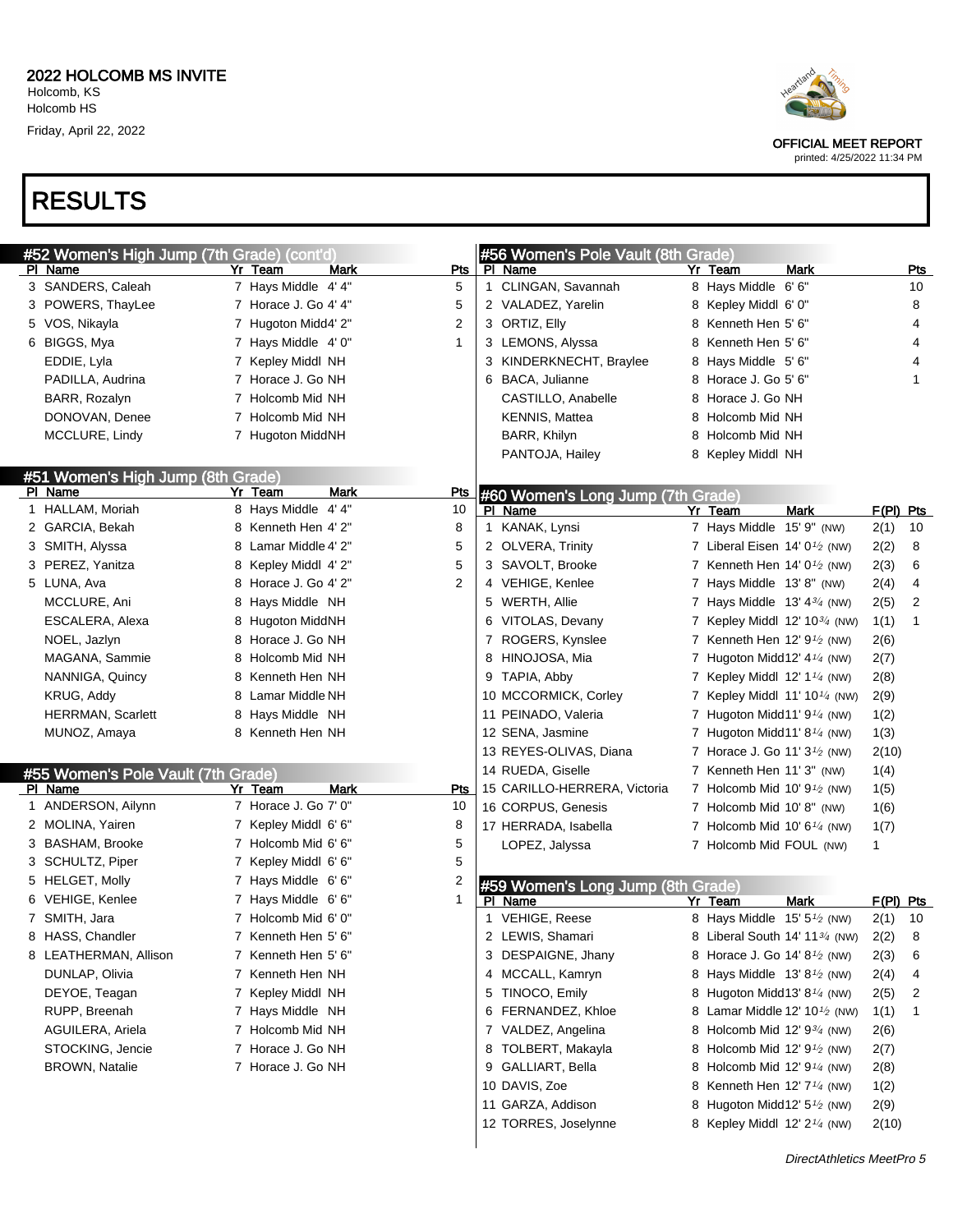# 2022 HOLCOMB MS INVITE

Holcomb, KS
Holcomb HS
Friday, April 22, 2022

OFFICIAL MEET REPORT
printed: 4/25/2022 11:34 PM

# RESULTS

## #52 Women's High Jump (7th Grade) (cont'd)

| Pl | Name | Yr | Team | Mark | Pts |
|---|---|---|---|---|---|
| 3 | SANDERS, Caleah | 7 | Hays Middle | 4' 4" | 5 |
| 3 | POWERS, ThayLee | 7 | Horace J. Go | 4' 4" | 5 |
| 5 | VOS, Nikayla | 7 | Hugoton Midd | 4' 2" | 2 |
| 6 | BIGGS, Mya | 7 | Hays Middle | 4' 0" | 1 |
| | EDDIE, Lyla | 7 | Kepley Middl | NH | |
| | PADILLA, Audrina | 7 | Horace J. Go | NH | |
| | BARR, Rozalyn | 7 | Holcomb Mid | NH | |
| | DONOVAN, Denee | 7 | Holcomb Mid | NH | |
| | MCCLURE, Lindy | 7 | Hugoton Midd | NH | |

## #51 Women's High Jump (8th Grade)

| Pl | Name | Yr | Team | Mark | Pts |
|---|---|---|---|---|---|
| 1 | HALLAM, Moriah | 8 | Hays Middle | 4' 4" | 10 |
| 2 | GARCIA, Bekah | 8 | Kenneth Hen | 4' 2" | 8 |
| 3 | SMITH, Alyssa | 8 | Lamar Middle | 4' 2" | 5 |
| 3 | PEREZ, Yanitza | 8 | Kepley Middl | 4' 2" | 5 |
| 5 | LUNA, Ava | 8 | Horace J. Go | 4' 2" | 2 |
| | MCCLURE, Ani | 8 | Hays Middle | NH | |
| | ESCALERA, Alexa | 8 | Hugoton Midd | NH | |
| | NOEL, Jazlyn | 8 | Horace J. Go | NH | |
| | MAGANA, Sammie | 8 | Holcomb Mid | NH | |
| | NANNIGA, Quincy | 8 | Kenneth Hen | NH | |
| | KRUG, Addy | 8 | Lamar Middle | NH | |
| | HERRMAN, Scarlett | 8 | Hays Middle | NH | |
| | MUNOZ, Amaya | 8 | Kenneth Hen | NH | |

## #55 Women's Pole Vault (7th Grade)

| Pl | Name | Yr | Team | Mark | Pts |
|---|---|---|---|---|---|
| 1 | ANDERSON, Ailynn | 7 | Horace J. Go | 7' 0" | 10 |
| 2 | MOLINA, Yairen | 7 | Kepley Middl | 6' 6" | 8 |
| 3 | BASHAM, Brooke | 7 | Holcomb Mid | 6' 6" | 5 |
| 3 | SCHULTZ, Piper | 7 | Kepley Middl | 6' 6" | 5 |
| 5 | HELGET, Molly | 7 | Hays Middle | 6' 6" | 2 |
| 6 | VEHIGE, Kenlee | 7 | Hays Middle | 6' 6" | 1 |
| 7 | SMITH, Jara | 7 | Holcomb Mid | 6' 0" | |
| 8 | HASS, Chandler | 7 | Kenneth Hen | 5' 6" | |
| 8 | LEATHERMAN, Allison | 7 | Kenneth Hen | 5' 6" | |
| | DUNLAP, Olivia | 7 | Kenneth Hen | NH | |
| | DEYOE, Teagan | 7 | Kepley Middl | NH | |
| | RUPP, Breenah | 7 | Hays Middle | NH | |
| | AGUILERA, Ariela | 7 | Holcomb Mid | NH | |
| | STOCKING, Jencie | 7 | Horace J. Go | NH | |
| | BROWN, Natalie | 7 | Horace J. Go | NH | |

## #56 Women's Pole Vault (8th Grade)

| Pl | Name | Yr | Team | Mark | Pts |
|---|---|---|---|---|---|
| 1 | CLINGAN, Savannah | 8 | Hays Middle | 6' 6" | 10 |
| 2 | VALADEZ, Yarelin | 8 | Kepley Middl | 6' 0" | 8 |
| 3 | ORTIZ, Elly | 8 | Kenneth Hen | 5' 6" | 4 |
| 3 | LEMONS, Alyssa | 8 | Kenneth Hen | 5' 6" | 4 |
| 3 | KINDERKNECHT, Braylee | 8 | Hays Middle | 5' 6" | 4 |
| 6 | BACA, Julianne | 8 | Horace J. Go | 5' 6" | 1 |
| | CASTILLO, Anabelle | 8 | Horace J. Go | NH | |
| | KENNIS, Mattea | 8 | Holcomb Mid | NH | |
| | BARR, Khilyn | 8 | Holcomb Mid | NH | |
| | PANTOJA, Hailey | 8 | Kepley Middl | NH | |

## #60 Women's Long Jump (7th Grade)

| Pl | Name | Yr | Team | Mark | F(Pl) | Pts |
|---|---|---|---|---|---|---|
| 1 | KANAK, Lynsi | 7 | Hays Middle | 15' 9" (NW) | 2(1) | 10 |
| 2 | OLVERA, Trinity | 7 | Liberal Eisen | 14' 0½ (NW) | 2(2) | 8 |
| 3 | SAVOLT, Brooke | 7 | Kenneth Hen | 14' 0½ (NW) | 2(3) | 6 |
| 4 | VEHIGE, Kenlee | 7 | Hays Middle | 13' 8" (NW) | 2(4) | 4 |
| 5 | WERTH, Allie | 7 | Hays Middle | 13' 4¾ (NW) | 2(5) | 2 |
| 6 | VITOLAS, Devany | 7 | Kepley Middl | 12' 10¾ (NW) | 1(1) | 1 |
| 7 | ROGERS, Kynslee | 7 | Kenneth Hen | 12' 9½ (NW) | 2(6) | |
| 8 | HINOJOSA, Mia | 7 | Hugoton Midd | 12' 4¼ (NW) | 2(7) | |
| 9 | TAPIA, Abby | 7 | Kepley Middl | 12' 1¼ (NW) | 2(8) | |
| 10 | MCCORMICK, Corley | 7 | Kepley Middl | 11' 10¼ (NW) | 2(9) | |
| 11 | PEINADO, Valeria | 7 | Hugoton Midd | 11' 9¼ (NW) | 1(2) | |
| 12 | SENA, Jasmine | 7 | Hugoton Midd | 11' 8¼ (NW) | 1(3) | |
| 13 | REYES-OLIVAS, Diana | 7 | Horace J. Go | 11' 3½ (NW) | 2(10) | |
| 14 | RUEDA, Giselle | 7 | Kenneth Hen | 11' 3" (NW) | 1(4) | |
| 15 | CARILLO-HERRERA, Victoria | 7 | Holcomb Mid | 10' 9½ (NW) | 1(5) | |
| 16 | CORPUS, Genesis | 7 | Holcomb Mid | 10' 8" (NW) | 1(6) | |
| 17 | HERRADA, Isabella | 7 | Holcomb Mid | 10' 6¼ (NW) | 1(7) | |
| | LOPEZ, Jalyssa | 7 | Holcomb Mid | FOUL (NW) | 1 | |

## #59 Women's Long Jump (8th Grade)

| Pl | Name | Yr | Team | Mark | F(Pl) | Pts |
|---|---|---|---|---|---|---|
| 1 | VEHIGE, Reese | 8 | Hays Middle | 15' 5½ (NW) | 2(1) | 10 |
| 2 | LEWIS, Shamari | 8 | Liberal South | 14' 11¾ (NW) | 2(2) | 8 |
| 3 | DESPAIGNE, Jhany | 8 | Horace J. Go | 14' 8½ (NW) | 2(3) | 6 |
| 4 | MCCALL, Kamryn | 8 | Hays Middle | 13' 8½ (NW) | 2(4) | 4 |
| 5 | TINOCO, Emily | 8 | Hugoton Midd | 13' 8¼ (NW) | 2(5) | 2 |
| 6 | FERNANDEZ, Khloe | 8 | Lamar Middle | 12' 10½ (NW) | 1(1) | 1 |
| 7 | VALDEZ, Angelina | 8 | Holcomb Mid | 12' 9¾ (NW) | 2(6) | |
| 8 | TOLBERT, Makayla | 8 | Holcomb Mid | 12' 9½ (NW) | 2(7) | |
| 9 | GALLIART, Bella | 8 | Holcomb Mid | 12' 9¼ (NW) | 2(8) | |
| 10 | DAVIS, Zoe | 8 | Kenneth Hen | 12' 7¼ (NW) | 1(2) | |
| 11 | GARZA, Addison | 8 | Hugoton Midd | 12' 5½ (NW) | 2(9) | |
| 12 | TORRES, Joselynne | 8 | Kepley Middl | 12' 2¼ (NW) | 2(10) | |

DirectAthletics MeetPro 5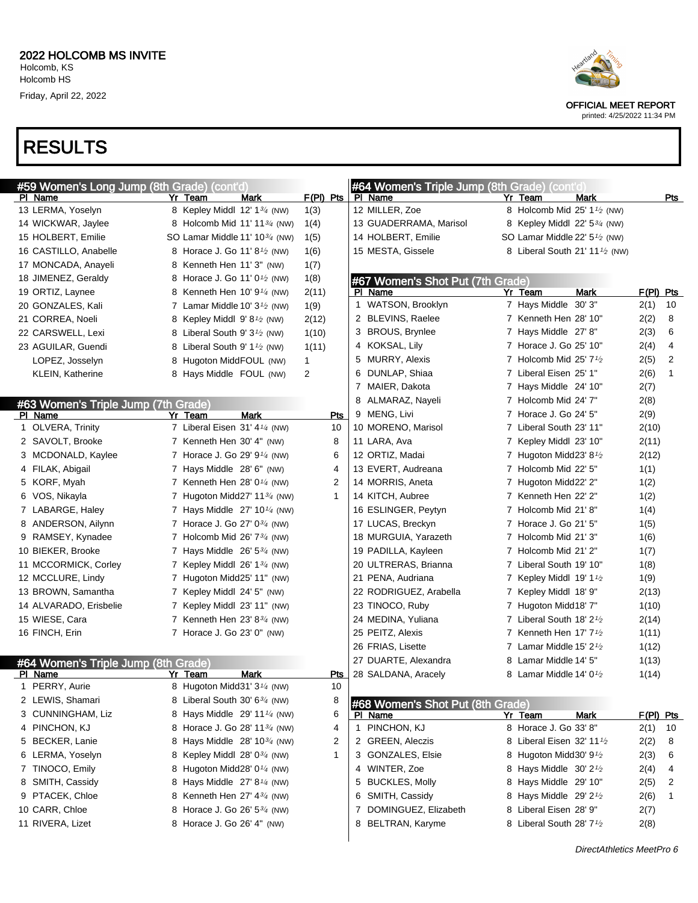# 2022 HOLCOMB MS INVITE

Holcomb, KS
Holcomb HS
Friday, April 22, 2022

OFFICIAL MEET REPORT
printed: 4/25/2022 11:34 PM

# RESULTS

## #59 Women's Long Jump (8th Grade) (cont'd)

| Pl | Name | Yr | Team | Mark | F(Pl) | Pts |
|---|---|---|---|---|---|---|
| 13 | LERMA, Yoselyn | 8 | Kepley Middl | 12' 1¾ (NW) | 1(3) | |
| 14 | WICKWAR, Jaylee | 8 | Holcomb Mid | 11' 11¾ (NW) | 1(4) | |
| 15 | HOLBERT, Emilie | SO | Lamar Middle | 11' 10¾ (NW) | 1(5) | |
| 16 | CASTILLO, Anabelle | 8 | Horace J. Go | 11' 8½ (NW) | 1(6) | |
| 17 | MONCADA, Anayeli | 8 | Kenneth Hen | 11' 3" (NW) | 1(7) | |
| 18 | JIMENEZ, Geraldy | 8 | Horace J. Go | 11' 0½ (NW) | 1(8) | |
| 19 | ORTIZ, Laynee | 8 | Kenneth Hen | 10' 9¼ (NW) | 2(11) | |
| 20 | GONZALES, Kali | 7 | Lamar Middle | 10' 3½ (NW) | 1(9) | |
| 21 | CORREA, Noeli | 8 | Kepley Middl | 9' 8½ (NW) | 2(12) | |
| 22 | CARSWELL, Lexi | 8 | Liberal South | 9' 3½ (NW) | 1(10) | |
| 23 | AGUILAR, Guendi | 8 | Liberal South | 9' 1½ (NW) | 1(11) | |
| | LOPEZ, Josselyn | 8 | Hugoton Midd | FOUL (NW) | 1 | |
| | KLEIN, Katherine | 8 | Hays Middle | FOUL (NW) | 2 | |

## #63 Women's Triple Jump (7th Grade)

| Pl | Name | Yr | Team | Mark | Pts |
|---|---|---|---|---|---|
| 1 | OLVERA, Trinity | 7 | Liberal Eisen | 31' 4¼ (NW) | 10 |
| 2 | SAVOLT, Brooke | 7 | Kenneth Hen | 30' 4" (NW) | 8 |
| 3 | MCDONALD, Kaylee | 7 | Horace J. Go | 29' 9¼ (NW) | 6 |
| 4 | FILAK, Abigail | 7 | Hays Middle | 28' 6" (NW) | 4 |
| 5 | KORF, Myah | 7 | Kenneth Hen | 28' 0¼ (NW) | 2 |
| 6 | VOS, Nikayla | 7 | Hugoton Midd | 27' 11¾ (NW) | 1 |
| 7 | LABARGE, Haley | 7 | Hays Middle | 27' 10¼ (NW) | |
| 8 | ANDERSON, Ailynn | 7 | Horace J. Go | 27' 0¾ (NW) | |
| 9 | RAMSEY, Kynadee | 7 | Holcomb Mid | 26' 7¾ (NW) | |
| 10 | BIEKER, Brooke | 7 | Hays Middle | 26' 5¾ (NW) | |
| 11 | MCCORMICK, Corley | 7 | Kepley Middl | 26' 1¾ (NW) | |
| 12 | MCCLURE, Lindy | 7 | Hugoton Midd | 25' 11" (NW) | |
| 13 | BROWN, Samantha | 7 | Kepley Middl | 24' 5" (NW) | |
| 14 | ALVARADO, Erisbelie | 7 | Kepley Middl | 23' 11" (NW) | |
| 15 | WIESE, Cara | 7 | Kenneth Hen | 23' 8¾ (NW) | |
| 16 | FINCH, Erin | 7 | Horace J. Go | 23' 0" (NW) | |

## #64 Women's Triple Jump (8th Grade)

| Pl | Name | Yr | Team | Mark | Pts |
|---|---|---|---|---|---|
| 1 | PERRY, Aurie | 8 | Hugoton Midd | 31' 3¼ (NW) | 10 |
| 2 | LEWIS, Shamari | 8 | Liberal South | 30' 6¾ (NW) | 8 |
| 3 | CUNNINGHAM, Liz | 8 | Hays Middle | 29' 11¼ (NW) | 6 |
| 4 | PINCHON, KJ | 8 | Horace J. Go | 28' 11¾ (NW) | 4 |
| 5 | BECKER, Lanie | 8 | Hays Middle | 28' 10¾ (NW) | 2 |
| 6 | LERMA, Yoselyn | 8 | Kepley Middl | 28' 0¾ (NW) | 1 |
| 7 | TINOCO, Emily | 8 | Hugoton Midd | 28' 0¼ (NW) | |
| 8 | SMITH, Cassidy | 8 | Hays Middle | 27' 8¼ (NW) | |
| 9 | PTACEK, Chloe | 8 | Kenneth Hen | 27' 4¾ (NW) | |
| 10 | CARR, Chloe | 8 | Horace J. Go | 26' 5¾ (NW) | |
| 11 | RIVERA, Lizet | 8 | Horace J. Go | 26' 4" (NW) | |
| 12 | MILLER, Zoe | 8 | Holcomb Mid | 25' 1½ (NW) | |
| 13 | GUADERRAMA, Marisol | 8 | Kepley Middl | 22' 5¾ (NW) | |
| 14 | HOLBERT, Emilie | SO | Lamar Middle | 22' 5½ (NW) | |
| 15 | MESTA, Gissele | 8 | Liberal South | 21' 11½ (NW) | |

## #67 Women's Shot Put (7th Grade)

| Pl | Name | Yr | Team | Mark | F(Pl) | Pts |
|---|---|---|---|---|---|---|
| 1 | WATSON, Brooklyn | 7 | Hays Middle | 30' 3" | 2(1) | 10 |
| 2 | BLEVINS, Raelee | 7 | Kenneth Hen | 28' 10" | 2(2) | 8 |
| 3 | BROUS, Brynlee | 7 | Hays Middle | 27' 8" | 2(3) | 6 |
| 4 | KOKSAL, Lily | 7 | Horace J. Go | 25' 10" | 2(4) | 4 |
| 5 | MURRY, Alexis | 7 | Holcomb Mid | 25' 7½ | 2(5) | 2 |
| 6 | DUNLAP, Shiaa | 7 | Liberal Eisen | 25' 1" | 2(6) | 1 |
| 7 | MAIER, Dakota | 7 | Hays Middle | 24' 10" | 2(7) | |
| 8 | ALMARAZ, Nayeli | 7 | Holcomb Mid | 24' 7" | 2(8) | |
| 9 | MENG, Livi | 7 | Horace J. Go | 24' 5" | 2(9) | |
| 10 | MORENO, Marisol | 7 | Liberal South | 23' 11" | 2(10) | |
| 11 | LARA, Ava | 7 | Kepley Middl | 23' 10" | 2(11) | |
| 12 | ORTIZ, Madai | 7 | Hugoton Midd | 23' 8½ | 2(12) | |
| 13 | EVERT, Audreana | 7 | Holcomb Mid | 22' 5" | 1(1) | |
| 14 | MORRIS, Aneta | 7 | Hugoton Midd | 22' 2" | 1(2) | |
| 14 | KITCH, Aubree | 7 | Kenneth Hen | 22' 2" | 1(2) | |
| 16 | ESLINGER, Peytyn | 7 | Holcomb Mid | 21' 8" | 1(4) | |
| 17 | LUCAS, Breckyn | 7 | Horace J. Go | 21' 5" | 1(5) | |
| 18 | MURGUIA, Yarazeth | 7 | Holcomb Mid | 21' 3" | 1(6) | |
| 19 | PADILLA, Kayleen | 7 | Holcomb Mid | 21' 2" | 1(7) | |
| 20 | ULTRERAS, Brianna | 7 | Liberal South | 19' 10" | 1(8) | |
| 21 | PENA, Audriana | 7 | Kepley Middl | 19' 1½ | 1(9) | |
| 22 | RODRIGUEZ, Arabella | 7 | Kepley Middl | 18' 9" | 2(13) | |
| 23 | TINOCO, Ruby | 7 | Hugoton Midd | 18' 7" | 1(10) | |
| 24 | MEDINA, Yuliana | 7 | Liberal South | 18' 2½ | 2(14) | |
| 25 | PEITZ, Alexis | 7 | Kenneth Hen | 17' 7½ | 1(11) | |
| 26 | FRIAS, Lisette | 7 | Lamar Middle | 15' 2½ | 1(12) | |
| 27 | DUARTE, Alexandra | 8 | Lamar Middle | 14' 5" | 1(13) | |
| 28 | SALDANA, Aracely | 8 | Lamar Middle | 14' 0½ | 1(14) | |

## #68 Women's Shot Put (8th Grade)

| Pl | Name | Yr | Team | Mark | F(Pl) | Pts |
|---|---|---|---|---|---|---|
| 1 | PINCHON, KJ | 8 | Horace J. Go | 33' 8" | 2(1) | 10 |
| 2 | GREEN, Aleczis | 8 | Liberal Eisen | 32' 11½ | 2(2) | 8 |
| 3 | GONZALES, Elsie | 8 | Hugoton Midd | 30' 9½ | 2(3) | 6 |
| 4 | WINTER, Zoe | 8 | Hays Middle | 30' 2½ | 2(4) | 4 |
| 5 | BUCKLES, Molly | 8 | Hays Middle | 29' 10" | 2(5) | 2 |
| 6 | SMITH, Cassidy | 8 | Hays Middle | 29' 2½ | 2(6) | 1 |
| 7 | DOMINGUEZ, Elizabeth | 8 | Liberal Eisen | 28' 9" | 2(7) | |
| 8 | BELTRAN, Karyme | 8 | Liberal South | 28' 7½ | 2(8) | |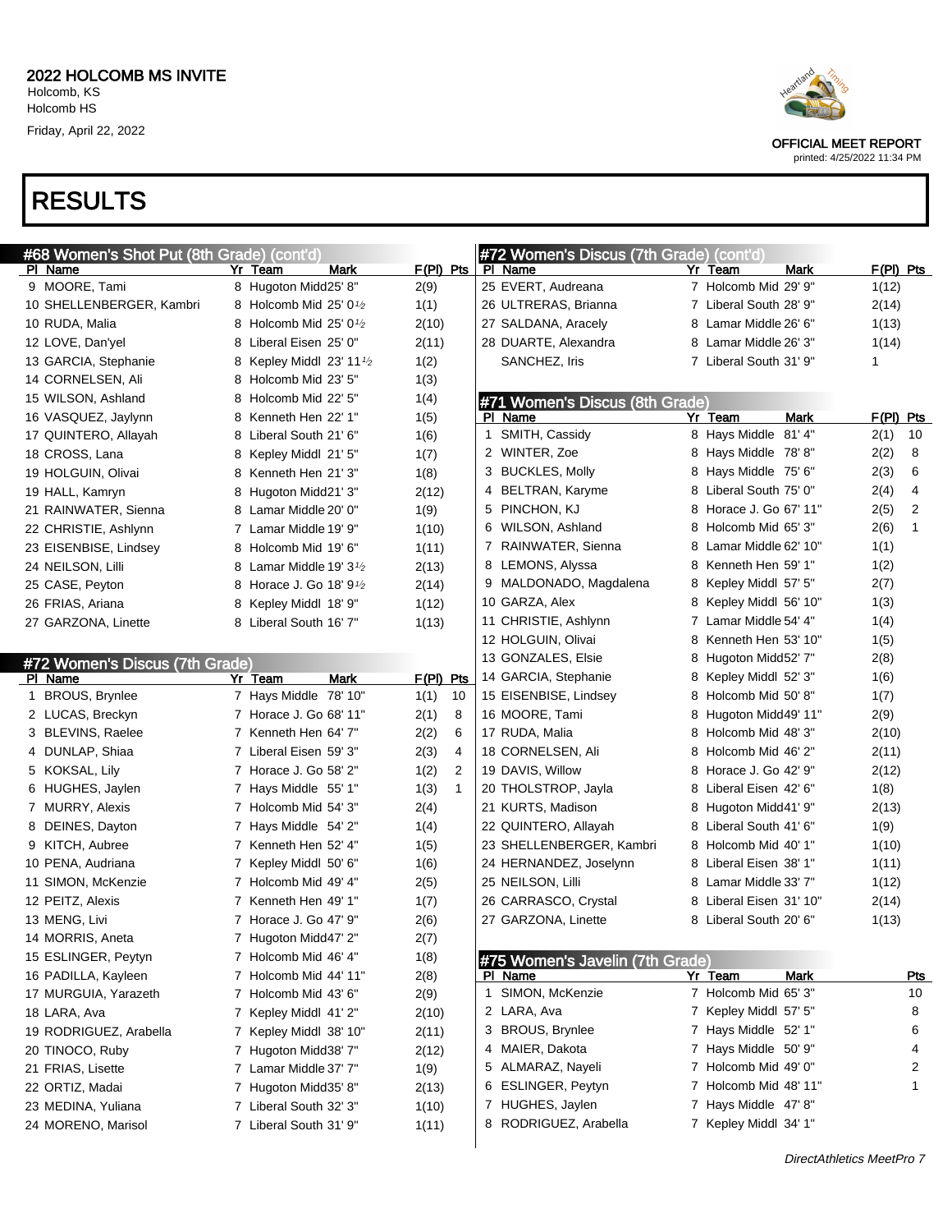# 2022 HOLCOMB MS INVITE

Holcomb, KS
Holcomb HS
Friday, April 22, 2022

OFFICIAL MEET REPORT
printed: 4/25/2022 11:34 PM

# RESULTS

## #68 Women's Shot Put (8th Grade) (cont'd)

| Pl | Name | Yr | Team | Mark | F(Pl) | Pts |
|---|---|---|---|---|---|---|
| 9 | MOORE, Tami | 8 | Hugoton Midd | 25' 8" | 2(9) | |
| 10 | SHELLENBERGER, Kambri | 8 | Holcomb Mid | 25' 0½ | 1(1) | |
| 10 | RUDA, Malia | 8 | Holcomb Mid | 25' 0½ | 2(10) | |
| 12 | LOVE, Dan'yel | 8 | Liberal Eisen | 25' 0" | 2(11) | |
| 13 | GARCIA, Stephanie | 8 | Kepley Middl | 23' 11½ | 1(2) | |
| 14 | CORNELSEN, Ali | 8 | Holcomb Mid | 23' 5" | 1(3) | |
| 15 | WILSON, Ashland | 8 | Holcomb Mid | 22' 5" | 1(4) | |
| 16 | VASQUEZ, Jaylynn | 8 | Kenneth Hen | 22' 1" | 1(5) | |
| 17 | QUINTERO, Allayah | 8 | Liberal South | 21' 6" | 1(6) | |
| 18 | CROSS, Lana | 8 | Kepley Middl | 21' 5" | 1(7) | |
| 19 | HOLGUIN, Olivai | 8 | Kenneth Hen | 21' 3" | 1(8) | |
| 19 | HALL, Kamryn | 8 | Hugoton Midd | 21' 3" | 2(12) | |
| 21 | RAINWATER, Sienna | 8 | Lamar Middle | 20' 0" | 1(9) | |
| 22 | CHRISTIE, Ashlynn | 7 | Lamar Middle | 19' 9" | 1(10) | |
| 23 | EISENBISE, Lindsey | 8 | Holcomb Mid | 19' 6" | 1(11) | |
| 24 | NEILSON, Lilli | 8 | Lamar Middle | 19' 3½ | 2(13) | |
| 25 | CASE, Peyton | 8 | Horace J. Go | 18' 9½ | 2(14) | |
| 26 | FRIAS, Ariana | 8 | Kepley Middl | 18' 9" | 1(12) | |
| 27 | GARZONA, Linette | 8 | Liberal South | 16' 7" | 1(13) | |

## #72 Women's Discus (7th Grade)

| Pl | Name | Yr | Team | Mark | F(Pl) | Pts |
|---|---|---|---|---|---|---|
| 1 | BROUS, Brynlee | 7 | Hays Middle | 78' 10" | 1(1) | 10 |
| 2 | LUCAS, Breckyn | 7 | Horace J. Go | 68' 11" | 2(1) | 8 |
| 3 | BLEVINS, Raelee | 7 | Kenneth Hen | 64' 7" | 2(2) | 6 |
| 4 | DUNLAP, Shiaa | 7 | Liberal Eisen | 59' 3" | 2(3) | 4 |
| 5 | KOKSAL, Lily | 7 | Horace J. Go | 58' 2" | 1(2) | 2 |
| 6 | HUGHES, Jaylen | 7 | Hays Middle | 55' 1" | 1(3) | 1 |
| 7 | MURRY, Alexis | 7 | Holcomb Mid | 54' 3" | 2(4) | |
| 8 | DEINES, Dayton | 7 | Hays Middle | 54' 2" | 1(4) | |
| 9 | KITCH, Aubree | 7 | Kenneth Hen | 52' 4" | 1(5) | |
| 10 | PENA, Audriana | 7 | Kepley Middl | 50' 6" | 1(6) | |
| 11 | SIMON, McKenzie | 7 | Holcomb Mid | 49' 4" | 2(5) | |
| 12 | PEITZ, Alexis | 7 | Kenneth Hen | 49' 1" | 1(7) | |
| 13 | MENG, Livi | 7 | Horace J. Go | 47' 9" | 2(6) | |
| 14 | MORRIS, Aneta | 7 | Hugoton Midd | 47' 2" | 2(7) | |
| 15 | ESLINGER, Peytyn | 7 | Holcomb Mid | 46' 4" | 1(8) | |
| 16 | PADILLA, Kayleen | 7 | Holcomb Mid | 44' 11" | 2(8) | |
| 17 | MURGUIA, Yarazeth | 7 | Holcomb Mid | 43' 6" | 2(9) | |
| 18 | LARA, Ava | 7 | Kepley Middl | 41' 2" | 2(10) | |
| 19 | RODRIGUEZ, Arabella | 7 | Kepley Middl | 38' 10" | 2(11) | |
| 20 | TINOCO, Ruby | 7 | Hugoton Midd | 38' 7" | 2(12) | |
| 21 | FRIAS, Lisette | 7 | Lamar Middle | 37' 7" | 1(9) | |
| 22 | ORTIZ, Madai | 7 | Hugoton Midd | 35' 8" | 2(13) | |
| 23 | MEDINA, Yuliana | 7 | Liberal South | 32' 3" | 1(10) | |
| 24 | MORENO, Marisol | 7 | Liberal South | 31' 9" | 1(11) | |
| 25 | EVERT, Audreana | 7 | Holcomb Mid | 29' 9" | 1(12) | |
| 26 | ULTRERAS, Brianna | 7 | Liberal South | 28' 9" | 2(14) | |
| 27 | SALDANA, Aracely | 8 | Lamar Middle | 26' 6" | 1(13) | |
| 28 | DUARTE, Alexandra | 8 | Lamar Middle | 26' 3" | 1(14) | |
| | SANCHEZ, Iris | 7 | Liberal South | 31' 9" | 1 | |

## #71 Women's Discus (8th Grade)

| Pl | Name | Yr | Team | Mark | F(Pl) | Pts |
|---|---|---|---|---|---|---|
| 1 | SMITH, Cassidy | 8 | Hays Middle | 81' 4" | 2(1) | 10 |
| 2 | WINTER, Zoe | 8 | Hays Middle | 78' 8" | 2(2) | 8 |
| 3 | BUCKLES, Molly | 8 | Hays Middle | 75' 6" | 2(3) | 6 |
| 4 | BELTRAN, Karyme | 8 | Liberal South | 75' 0" | 2(4) | 4 |
| 5 | PINCHON, KJ | 8 | Horace J. Go | 67' 11" | 2(5) | 2 |
| 6 | WILSON, Ashland | 8 | Holcomb Mid | 65' 3" | 2(6) | 1 |
| 7 | RAINWATER, Sienna | 8 | Lamar Middle | 62' 10" | 1(1) | |
| 8 | LEMONS, Alyssa | 8 | Kenneth Hen | 59' 1" | 1(2) | |
| 9 | MALDONADO, Magdalena | 8 | Kepley Middl | 57' 5" | 2(7) | |
| 10 | GARZA, Alex | 8 | Kepley Middl | 56' 10" | 1(3) | |
| 11 | CHRISTIE, Ashlynn | 7 | Lamar Middle | 54' 4" | 1(4) | |
| 12 | HOLGUIN, Olivai | 8 | Kenneth Hen | 53' 10" | 1(5) | |
| 13 | GONZALES, Elsie | 8 | Hugoton Midd | 52' 7" | 2(8) | |
| 14 | GARCIA, Stephanie | 8 | Kepley Middl | 52' 3" | 1(6) | |
| 15 | EISENBISE, Lindsey | 8 | Holcomb Mid | 50' 8" | 1(7) | |
| 16 | MOORE, Tami | 8 | Hugoton Midd | 49' 11" | 2(9) | |
| 17 | RUDA, Malia | 8 | Holcomb Mid | 48' 3" | 2(10) | |
| 18 | CORNELSEN, Ali | 8 | Holcomb Mid | 46' 2" | 2(11) | |
| 19 | DAVIS, Willow | 8 | Horace J. Go | 42' 9" | 2(12) | |
| 20 | THOLSTROP, Jayla | 8 | Liberal Eisen | 42' 6" | 1(8) | |
| 21 | KURTS, Madison | 8 | Hugoton Midd | 41' 9" | 2(13) | |
| 22 | QUINTERO, Allayah | 8 | Liberal South | 41' 6" | 1(9) | |
| 23 | SHELLENBERGER, Kambri | 8 | Holcomb Mid | 40' 1" | 1(10) | |
| 24 | HERNANDEZ, Joselynn | 8 | Liberal Eisen | 38' 1" | 1(11) | |
| 25 | NEILSON, Lilli | 8 | Lamar Middle | 33' 7" | 1(12) | |
| 26 | CARRASCO, Crystal | 8 | Liberal Eisen | 31' 10" | 2(14) | |
| 27 | GARZONA, Linette | 8 | Liberal South | 20' 6" | 1(13) | |

## #75 Women's Javelin (7th Grade)

| Pl | Name | Yr | Team | Mark | Pts |
|---|---|---|---|---|---|
| 1 | SIMON, McKenzie | 7 | Holcomb Mid | 65' 3" | 10 |
| 2 | LARA, Ava | 7 | Kepley Middl | 57' 5" | 8 |
| 3 | BROUS, Brynlee | 7 | Hays Middle | 52' 1" | 6 |
| 4 | MAIER, Dakota | 7 | Hays Middle | 50' 9" | 4 |
| 5 | ALMARAZ, Nayeli | 7 | Holcomb Mid | 49' 0" | 2 |
| 6 | ESLINGER, Peytyn | 7 | Holcomb Mid | 48' 11" | 1 |
| 7 | HUGHES, Jaylen | 7 | Hays Middle | 47' 8" | |
| 8 | RODRIGUEZ, Arabella | 7 | Kepley Middl | 34' 1" | |

DirectAthletics MeetPro 7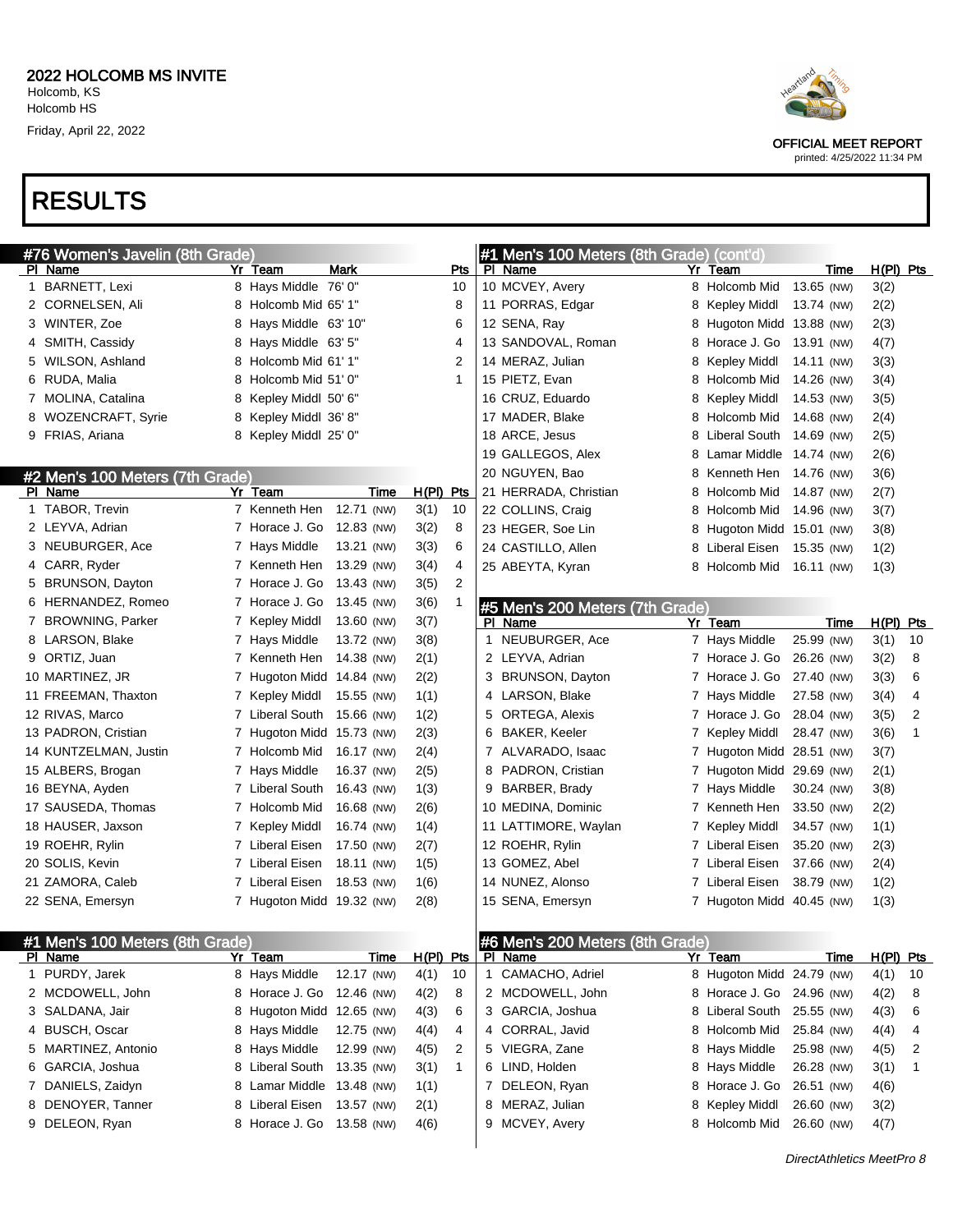# 2022 HOLCOMB MS INVITE

Holcomb, KS
Holcomb HS
Friday, April 22, 2022

OFFICIAL MEET REPORT
printed: 4/25/2022 11:34 PM

# RESULTS

## #76 Women's Javelin (8th Grade)

| Pl | Name | Yr | Team | Mark | Pts |
|---|---|---|---|---|---|
| 1 | BARNETT, Lexi | 8 | Hays Middle | 76' 0" | 10 |
| 2 | CORNELSEN, Ali | 8 | Holcomb Mid | 65' 1" | 8 |
| 3 | WINTER, Zoe | 8 | Hays Middle | 63' 10" | 6 |
| 4 | SMITH, Cassidy | 8 | Hays Middle | 63' 5" | 4 |
| 5 | WILSON, Ashland | 8 | Holcomb Mid | 61' 1" | 2 |
| 6 | RUDA, Malia | 8 | Holcomb Mid | 51' 0" | 1 |
| 7 | MOLINA, Catalina | 8 | Kepley Middl | 50' 6" | |
| 8 | WOZENCRAFT, Syrie | 8 | Kepley Middl | 36' 8" | |
| 9 | FRIAS, Ariana | 8 | Kepley Middl | 25' 0" | |

## #2 Men's 100 Meters (7th Grade)

| Pl | Name | Yr | Team | Time | H(Pl) | Pts |
|---|---|---|---|---|---|---|
| 1 | TABOR, Trevin | 7 | Kenneth Hen | 12.71 (NW) | 3(1) | 10 |
| 2 | LEYVA, Adrian | 7 | Horace J. Go | 12.83 (NW) | 3(2) | 8 |
| 3 | NEUBURGER, Ace | 7 | Hays Middle | 13.21 (NW) | 3(3) | 6 |
| 4 | CARR, Ryder | 7 | Kenneth Hen | 13.29 (NW) | 3(4) | 4 |
| 5 | BRUNSON, Dayton | 7 | Horace J. Go | 13.43 (NW) | 3(5) | 2 |
| 6 | HERNANDEZ, Romeo | 7 | Horace J. Go | 13.45 (NW) | 3(6) | 1 |
| 7 | BROWNING, Parker | 7 | Kepley Middl | 13.60 (NW) | 3(7) | |
| 8 | LARSON, Blake | 7 | Hays Middle | 13.72 (NW) | 3(8) | |
| 9 | ORTIZ, Juan | 7 | Kenneth Hen | 14.38 (NW) | 2(1) | |
| 10 | MARTINEZ, JR | 7 | Hugoton Midd | 14.84 (NW) | 2(2) | |
| 11 | FREEMAN, Thaxton | 7 | Kepley Middl | 15.55 (NW) | 1(1) | |
| 12 | RIVAS, Marco | 7 | Liberal South | 15.66 (NW) | 1(2) | |
| 13 | PADRON, Cristian | 7 | Hugoton Midd | 15.73 (NW) | 2(3) | |
| 14 | KUNTZELMAN, Justin | 7 | Holcomb Mid | 16.17 (NW) | 2(4) | |
| 15 | ALBERS, Brogan | 7 | Hays Middle | 16.37 (NW) | 2(5) | |
| 16 | BEYNA, Ayden | 7 | Liberal South | 16.43 (NW) | 1(3) | |
| 17 | SAUSEDA, Thomas | 7 | Holcomb Mid | 16.68 (NW) | 2(6) | |
| 18 | HAUSER, Jaxson | 7 | Kepley Middl | 16.74 (NW) | 1(4) | |
| 19 | ROEHR, Rylin | 7 | Liberal Eisen | 17.50 (NW) | 2(7) | |
| 20 | SOLIS, Kevin | 7 | Liberal Eisen | 18.11 (NW) | 1(5) | |
| 21 | ZAMORA, Caleb | 7 | Liberal Eisen | 18.53 (NW) | 1(6) | |
| 22 | SENA, Emersyn | 7 | Hugoton Midd | 19.32 (NW) | 2(8) | |

## #1 Men's 100 Meters (8th Grade)

| Pl | Name | Yr | Team | Time | H(Pl) | Pts |
|---|---|---|---|---|---|---|
| 1 | PURDY, Jarek | 8 | Hays Middle | 12.17 (NW) | 4(1) | 10 |
| 2 | MCDOWELL, John | 8 | Horace J. Go | 12.46 (NW) | 4(2) | 8 |
| 3 | SALDANA, Jair | 8 | Hugoton Midd | 12.65 (NW) | 4(3) | 6 |
| 4 | BUSCH, Oscar | 8 | Hays Middle | 12.75 (NW) | 4(4) | 4 |
| 5 | MARTINEZ, Antonio | 8 | Hays Middle | 12.99 (NW) | 4(5) | 2 |
| 6 | GARCIA, Joshua | 8 | Liberal South | 13.35 (NW) | 3(1) | 1 |
| 7 | DANIELS, Zaidyn | 8 | Lamar Middle | 13.48 (NW) | 1(1) | |
| 8 | DENOYER, Tanner | 8 | Liberal Eisen | 13.57 (NW) | 2(1) | |
| 9 | DELEON, Ryan | 8 | Horace J. Go | 13.58 (NW) | 4(6) | |
| 10 | MCVEY, Avery | 8 | Holcomb Mid | 13.65 (NW) | 3(2) | |
| 11 | PORRAS, Edgar | 8 | Kepley Middl | 13.74 (NW) | 2(2) | |
| 12 | SENA, Ray | 8 | Hugoton Midd | 13.88 (NW) | 2(3) | |
| 13 | SANDOVAL, Roman | 8 | Horace J. Go | 13.91 (NW) | 4(7) | |
| 14 | MERAZ, Julian | 8 | Kepley Middl | 14.11 (NW) | 3(3) | |
| 15 | PIETZ, Evan | 8 | Holcomb Mid | 14.26 (NW) | 3(4) | |
| 16 | CRUZ, Eduardo | 8 | Kepley Middl | 14.53 (NW) | 3(5) | |
| 17 | MADER, Blake | 8 | Holcomb Mid | 14.68 (NW) | 2(4) | |
| 18 | ARCE, Jesus | 8 | Liberal South | 14.69 (NW) | 2(5) | |
| 19 | GALLEGOS, Alex | 8 | Lamar Middle | 14.74 (NW) | 2(6) | |
| 20 | NGUYEN, Bao | 8 | Kenneth Hen | 14.76 (NW) | 3(6) | |
| 21 | HERRADA, Christian | 8 | Holcomb Mid | 14.87 (NW) | 2(7) | |
| 22 | COLLINS, Craig | 8 | Holcomb Mid | 14.96 (NW) | 3(7) | |
| 23 | HEGER, Soe Lin | 8 | Hugoton Midd | 15.01 (NW) | 3(8) | |
| 24 | CASTILLO, Allen | 8 | Liberal Eisen | 15.35 (NW) | 1(2) | |
| 25 | ABEYTA, Kyran | 8 | Holcomb Mid | 16.11 (NW) | 1(3) | |

## #5 Men's 200 Meters (7th Grade)

| Pl | Name | Yr | Team | Time | H(Pl) | Pts |
|---|---|---|---|---|---|---|
| 1 | NEUBURGER, Ace | 7 | Hays Middle | 25.99 (NW) | 3(1) | 10 |
| 2 | LEYVA, Adrian | 7 | Horace J. Go | 26.26 (NW) | 3(2) | 8 |
| 3 | BRUNSON, Dayton | 7 | Horace J. Go | 27.40 (NW) | 3(3) | 6 |
| 4 | LARSON, Blake | 7 | Hays Middle | 27.58 (NW) | 3(4) | 4 |
| 5 | ORTEGA, Alexis | 7 | Horace J. Go | 28.04 (NW) | 3(5) | 2 |
| 6 | BAKER, Keeler | 7 | Kepley Middl | 28.47 (NW) | 3(6) | 1 |
| 7 | ALVARADO, Isaac | 7 | Hugoton Midd | 28.51 (NW) | 3(7) | |
| 8 | PADRON, Cristian | 7 | Hugoton Midd | 29.69 (NW) | 2(1) | |
| 9 | BARBER, Brady | 7 | Hays Middle | 30.24 (NW) | 3(8) | |
| 10 | MEDINA, Dominic | 7 | Kenneth Hen | 33.50 (NW) | 2(2) | |
| 11 | LATTIMORE, Waylan | 7 | Kepley Middl | 34.57 (NW) | 1(1) | |
| 12 | ROEHR, Rylin | 7 | Liberal Eisen | 35.20 (NW) | 2(3) | |
| 13 | GOMEZ, Abel | 7 | Liberal Eisen | 37.66 (NW) | 2(4) | |
| 14 | NUNEZ, Alonso | 7 | Liberal Eisen | 38.79 (NW) | 1(2) | |
| 15 | SENA, Emersyn | 7 | Hugoton Midd | 40.45 (NW) | 1(3) | |

## #6 Men's 200 Meters (8th Grade)

| Pl | Name | Yr | Team | Time | H(Pl) | Pts |
|---|---|---|---|---|---|---|
| 1 | CAMACHO, Adriel | 8 | Hugoton Midd | 24.79 (NW) | 4(1) | 10 |
| 2 | MCDOWELL, John | 8 | Horace J. Go | 24.96 (NW) | 4(2) | 8 |
| 3 | GARCIA, Joshua | 8 | Liberal South | 25.55 (NW) | 4(3) | 6 |
| 4 | CORRAL, Javid | 8 | Holcomb Mid | 25.84 (NW) | 4(4) | 4 |
| 5 | VIEGRA, Zane | 8 | Hays Middle | 25.98 (NW) | 4(5) | 2 |
| 6 | LIND, Holden | 8 | Hays Middle | 26.28 (NW) | 3(1) | 1 |
| 7 | DELEON, Ryan | 8 | Horace J. Go | 26.51 (NW) | 4(6) | |
| 8 | MERAZ, Julian | 8 | Kepley Middl | 26.60 (NW) | 3(2) | |
| 9 | MCVEY, Avery | 8 | Holcomb Mid | 26.60 (NW) | 4(7) | |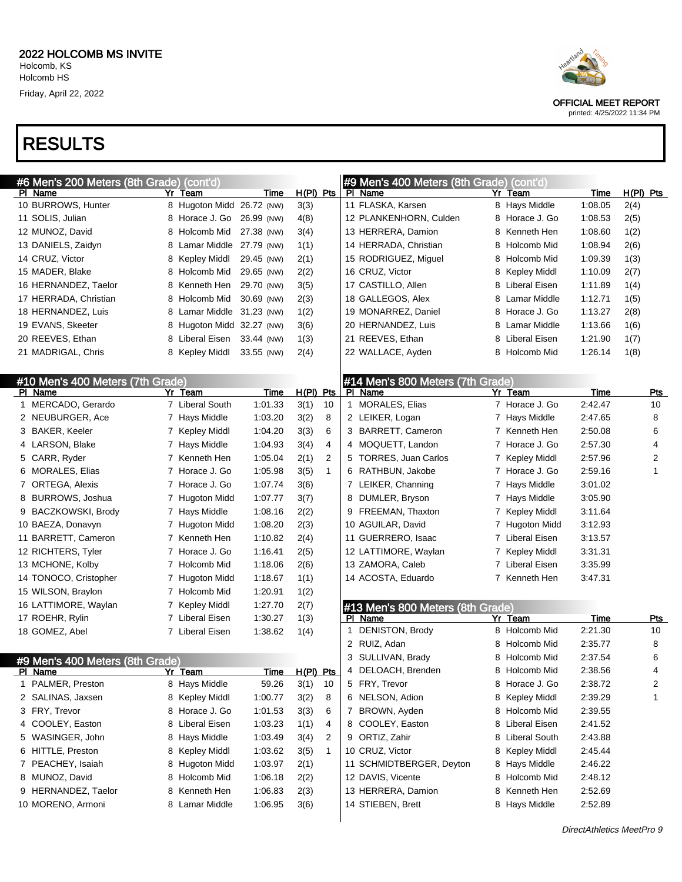## 2022 HOLCOMB MS INVITE

Holcomb, KS
Holcomb HS
Friday, April 22, 2022

OFFICIAL MEET REPORT
printed: 4/25/2022 11:34 PM

# RESULTS

### #6 Men's 200 Meters (8th Grade) (cont'd)

| Pl | Name | Yr | Team | Time | H(Pl) | Pts |
|---|---|---|---|---|---|---|
| 10 | BURROWS, Hunter | 8 | Hugoton Midd | 26.72 (NW) | 3(3) | |
| 11 | SOLIS, Julian | 8 | Horace J. Go | 26.99 (NW) | 4(8) | |
| 12 | MUNOZ, David | 8 | Holcomb Mid | 27.38 (NW) | 3(4) | |
| 13 | DANIELS, Zaidyn | 8 | Lamar Middle | 27.79 (NW) | 1(1) | |
| 14 | CRUZ, Victor | 8 | Kepley Middl | 29.45 (NW) | 2(1) | |
| 15 | MADER, Blake | 8 | Holcomb Mid | 29.65 (NW) | 2(2) | |
| 16 | HERNANDEZ, Taelor | 8 | Kenneth Hen | 29.70 (NW) | 3(5) | |
| 17 | HERRADA, Christian | 8 | Holcomb Mid | 30.69 (NW) | 2(3) | |
| 18 | HERNANDEZ, Luis | 8 | Lamar Middle | 31.23 (NW) | 1(2) | |
| 19 | EVANS, Skeeter | 8 | Hugoton Midd | 32.27 (NW) | 3(6) | |
| 20 | REEVES, Ethan | 8 | Liberal Eisen | 33.44 (NW) | 1(3) | |
| 21 | MADRIGAL, Chris | 8 | Kepley Middl | 33.55 (NW) | 2(4) | |

### #10 Men's 400 Meters (7th Grade)

| Pl | Name | Yr | Team | Time | H(Pl) | Pts |
|---|---|---|---|---|---|---|
| 1 | MERCADO, Gerardo | 7 | Liberal South | 1:01.33 | 3(1) | 10 |
| 2 | NEUBURGER, Ace | 7 | Hays Middle | 1:03.20 | 3(2) | 8 |
| 3 | BAKER, Keeler | 7 | Kepley Middl | 1:04.20 | 3(3) | 6 |
| 4 | LARSON, Blake | 7 | Hays Middle | 1:04.93 | 3(4) | 4 |
| 5 | CARR, Ryder | 7 | Kenneth Hen | 1:05.04 | 2(1) | 2 |
| 6 | MORALES, Elias | 7 | Horace J. Go | 1:05.98 | 3(5) | 1 |
| 7 | ORTEGA, Alexis | 7 | Horace J. Go | 1:07.74 | 3(6) | |
| 8 | BURROWS, Joshua | 7 | Hugoton Midd | 1:07.77 | 3(7) | |
| 9 | BACZKOWSKI, Brody | 7 | Hays Middle | 1:08.16 | 2(2) | |
| 10 | BAEZA, Donavyn | 7 | Hugoton Midd | 1:08.20 | 2(3) | |
| 11 | BARRETT, Cameron | 7 | Kenneth Hen | 1:10.82 | 2(4) | |
| 12 | RICHTERS, Tyler | 7 | Horace J. Go | 1:16.41 | 2(5) | |
| 13 | MCHONE, Kolby | 7 | Holcomb Mid | 1:18.06 | 2(6) | |
| 14 | TONOCO, Cristopher | 7 | Hugoton Midd | 1:18.67 | 1(1) | |
| 15 | WILSON, Braylon | 7 | Holcomb Mid | 1:20.91 | 1(2) | |
| 16 | LATTIMORE, Waylan | 7 | Kepley Middl | 1:27.70 | 2(7) | |
| 17 | ROEHR, Rylin | 7 | Liberal Eisen | 1:30.27 | 1(3) | |
| 18 | GOMEZ, Abel | 7 | Liberal Eisen | 1:38.62 | 1(4) | |

### #9 Men's 400 Meters (8th Grade)

| Pl | Name | Yr | Team | Time | H(Pl) | Pts |
|---|---|---|---|---|---|---|
| 1 | PALMER, Preston | 8 | Hays Middle | 59.26 | 3(1) | 10 |
| 2 | SALINAS, Jaxsen | 8 | Kepley Middl | 1:00.77 | 3(2) | 8 |
| 3 | FRY, Trevor | 8 | Horace J. Go | 1:01.53 | 3(3) | 6 |
| 4 | COOLEY, Easton | 8 | Liberal Eisen | 1:03.23 | 1(1) | 4 |
| 5 | WASINGER, John | 8 | Hays Middle | 1:03.49 | 3(4) | 2 |
| 6 | HITTLE, Preston | 8 | Kepley Middl | 1:03.62 | 3(5) | 1 |
| 7 | PEACHEY, Isaiah | 8 | Hugoton Midd | 1:03.97 | 2(1) | |
| 8 | MUNOZ, David | 8 | Holcomb Mid | 1:06.18 | 2(2) | |
| 9 | HERNANDEZ, Taelor | 8 | Kenneth Hen | 1:06.83 | 2(3) | |
| 10 | MORENO, Armoni | 8 | Lamar Middle | 1:06.95 | 3(6) | |
| 11 | FLASKA, Karsen | 8 | Hays Middle | 1:08.05 | 2(4) | |
| 12 | PLANKENHORN, Culden | 8 | Horace J. Go | 1:08.53 | 2(5) | |
| 13 | HERRERA, Damion | 8 | Kenneth Hen | 1:08.60 | 1(2) | |
| 14 | HERRADA, Christian | 8 | Holcomb Mid | 1:08.94 | 2(6) | |
| 15 | RODRIGUEZ, Miguel | 8 | Holcomb Mid | 1:09.39 | 1(3) | |
| 16 | CRUZ, Victor | 8 | Kepley Middl | 1:10.09 | 2(7) | |
| 17 | CASTILLO, Allen | 8 | Liberal Eisen | 1:11.89 | 1(4) | |
| 18 | GALLEGOS, Alex | 8 | Lamar Middle | 1:12.71 | 1(5) | |
| 19 | MONARREZ, Daniel | 8 | Horace J. Go | 1:13.27 | 2(8) | |
| 20 | HERNANDEZ, Luis | 8 | Lamar Middle | 1:13.66 | 1(6) | |
| 21 | REEVES, Ethan | 8 | Liberal Eisen | 1:21.90 | 1(7) | |
| 22 | WALLACE, Ayden | 8 | Holcomb Mid | 1:26.14 | 1(8) | |

### #14 Men's 800 Meters (7th Grade)

| Pl | Name | Yr | Team | Time | Pts |
|---|---|---|---|---|---|
| 1 | MORALES, Elias | 7 | Horace J. Go | 2:42.47 | 10 |
| 2 | LEIKER, Logan | 7 | Hays Middle | 2:47.65 | 8 |
| 3 | BARRETT, Cameron | 7 | Kenneth Hen | 2:50.08 | 6 |
| 4 | MOQUETT, Landon | 7 | Horace J. Go | 2:57.30 | 4 |
| 5 | TORRES, Juan Carlos | 7 | Kepley Middl | 2:57.96 | 2 |
| 6 | RATHBUN, Jakobe | 7 | Horace J. Go | 2:59.16 | 1 |
| 7 | LEIKER, Channing | 7 | Hays Middle | 3:01.02 | |
| 8 | DUMLER, Bryson | 7 | Hays Middle | 3:05.90 | |
| 9 | FREEMAN, Thaxton | 7 | Kepley Middl | 3:11.64 | |
| 10 | AGUILAR, David | 7 | Hugoton Midd | 3:12.93 | |
| 11 | GUERRERO, Isaac | 7 | Liberal Eisen | 3:13.57 | |
| 12 | LATTIMORE, Waylan | 7 | Kepley Middl | 3:31.31 | |
| 13 | ZAMORA, Caleb | 7 | Liberal Eisen | 3:35.99 | |
| 14 | ACOSTA, Eduardo | 7 | Kenneth Hen | 3:47.31 | |

### #13 Men's 800 Meters (8th Grade)

| Pl | Name | Yr | Team | Time | Pts |
|---|---|---|---|---|---|
| 1 | DENISTON, Brody | 8 | Holcomb Mid | 2:21.30 | 10 |
| 2 | RUIZ, Adan | 8 | Holcomb Mid | 2:35.77 | 8 |
| 3 | SULLIVAN, Brady | 8 | Holcomb Mid | 2:37.54 | 6 |
| 4 | DELOACH, Brenden | 8 | Holcomb Mid | 2:38.56 | 4 |
| 5 | FRY, Trevor | 8 | Horace J. Go | 2:38.72 | 2 |
| 6 | NELSON, Adion | 8 | Kepley Middl | 2:39.29 | 1 |
| 7 | BROWN, Ayden | 8 | Holcomb Mid | 2:39.55 | |
| 8 | COOLEY, Easton | 8 | Liberal Eisen | 2:41.52 | |
| 9 | ORTIZ, Zahir | 8 | Liberal South | 2:43.88 | |
| 10 | CRUZ, Victor | 8 | Kepley Middl | 2:45.44 | |
| 11 | SCHMIDTBERGER, Deyton | 8 | Hays Middle | 2:46.22 | |
| 12 | DAVIS, Vicente | 8 | Holcomb Mid | 2:48.12 | |
| 13 | HERRERA, Damion | 8 | Kenneth Hen | 2:52.69 | |
| 14 | STIEBEN, Brett | 8 | Hays Middle | 2:52.89 | |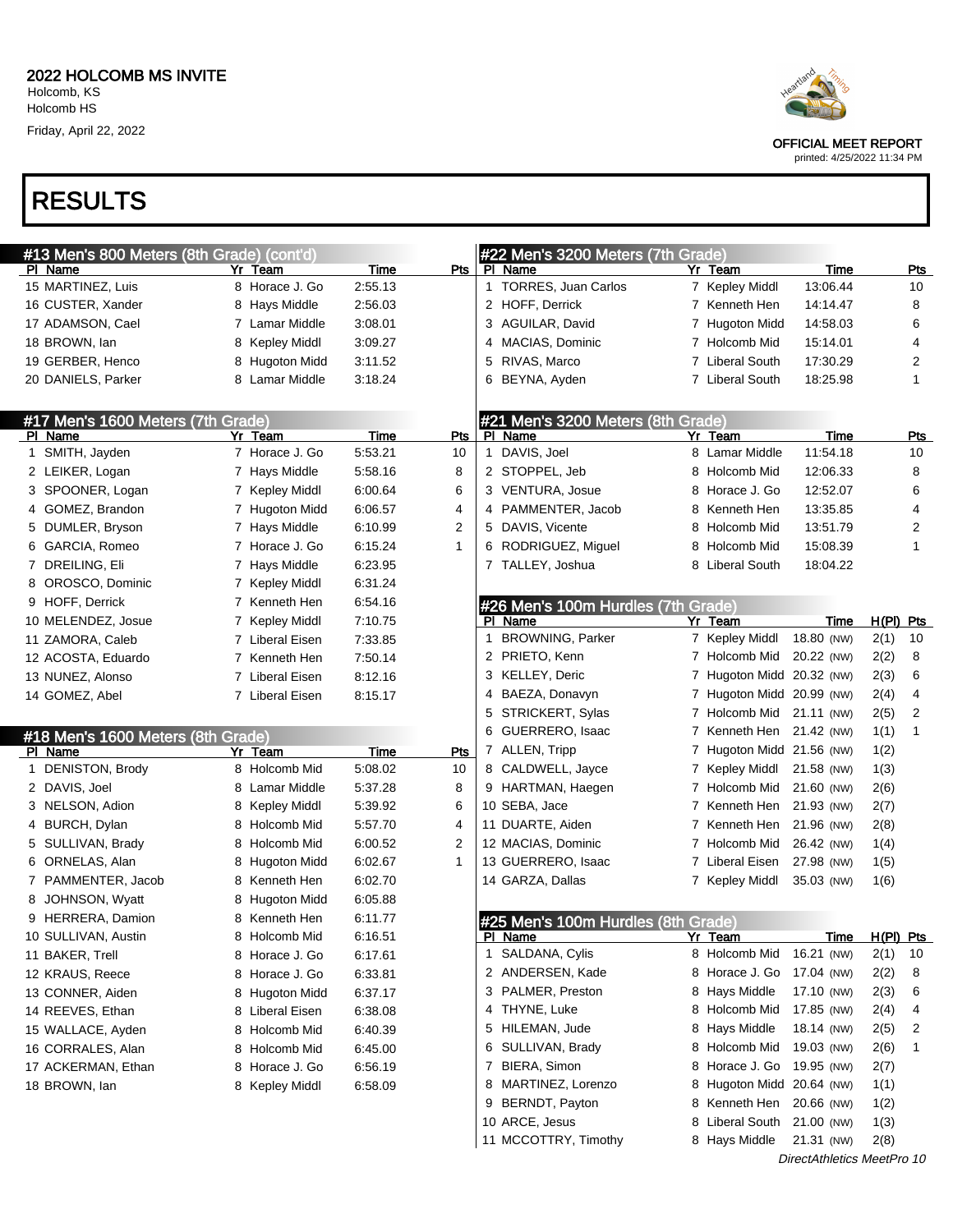# 2022 HOLCOMB MS INVITE

Holcomb, KS
Holcomb HS
Friday, April 22, 2022

OFFICIAL MEET REPORT
printed: 4/25/2022 11:34 PM

# RESULTS

## #13 Men's 800 Meters (8th Grade) (cont'd)

| Pl | Name | Yr | Team | Time | Pts |
|---|---|---|---|---|---|
| 15 | MARTINEZ, Luis | 8 | Horace J. Go | 2:55.13 | |
| 16 | CUSTER, Xander | 8 | Hays Middle | 2:56.03 | |
| 17 | ADAMSON, Cael | 7 | Lamar Middle | 3:08.01 | |
| 18 | BROWN, Ian | 8 | Kepley Middl | 3:09.27 | |
| 19 | GERBER, Henco | 8 | Hugoton Midd | 3:11.52 | |
| 20 | DANIELS, Parker | 8 | Lamar Middle | 3:18.24 | |

## #17 Men's 1600 Meters (7th Grade)

| Pl | Name | Yr | Team | Time | Pts |
|---|---|---|---|---|---|
| 1 | SMITH, Jayden | 7 | Horace J. Go | 5:53.21 | 10 |
| 2 | LEIKER, Logan | 7 | Hays Middle | 5:58.16 | 8 |
| 3 | SPOONER, Logan | 7 | Kepley Middl | 6:00.64 | 6 |
| 4 | GOMEZ, Brandon | 7 | Hugoton Midd | 6:06.57 | 4 |
| 5 | DUMLER, Bryson | 7 | Hays Middle | 6:10.99 | 2 |
| 6 | GARCIA, Romeo | 7 | Horace J. Go | 6:15.24 | 1 |
| 7 | DREILING, Eli | 7 | Hays Middle | 6:23.95 | |
| 8 | OROSCO, Dominic | 7 | Kepley Middl | 6:31.24 | |
| 9 | HOFF, Derrick | 7 | Kenneth Hen | 6:54.16 | |
| 10 | MELENDEZ, Josue | 7 | Kepley Middl | 7:10.75 | |
| 11 | ZAMORA, Caleb | 7 | Liberal Eisen | 7:33.85 | |
| 12 | ACOSTA, Eduardo | 7 | Kenneth Hen | 7:50.14 | |
| 13 | NUNEZ, Alonso | 7 | Liberal Eisen | 8:12.16 | |
| 14 | GOMEZ, Abel | 7 | Liberal Eisen | 8:15.17 | |

## #18 Men's 1600 Meters (8th Grade)

| Pl | Name | Yr | Team | Time | Pts |
|---|---|---|---|---|---|
| 1 | DENISTON, Brody | 8 | Holcomb Mid | 5:08.02 | 10 |
| 2 | DAVIS, Joel | 8 | Lamar Middle | 5:37.28 | 8 |
| 3 | NELSON, Adion | 8 | Kepley Middl | 5:39.92 | 6 |
| 4 | BURCH, Dylan | 8 | Holcomb Mid | 5:57.70 | 4 |
| 5 | SULLIVAN, Brady | 8 | Holcomb Mid | 6:00.52 | 2 |
| 6 | ORNELAS, Alan | 8 | Hugoton Midd | 6:02.67 | 1 |
| 7 | PAMMENTER, Jacob | 8 | Kenneth Hen | 6:02.70 | |
| 8 | JOHNSON, Wyatt | 8 | Hugoton Midd | 6:05.88 | |
| 9 | HERRERA, Damion | 8 | Kenneth Hen | 6:11.77 | |
| 10 | SULLIVAN, Austin | 8 | Holcomb Mid | 6:16.51 | |
| 11 | BAKER, Trell | 8 | Horace J. Go | 6:17.61 | |
| 12 | KRAUS, Reece | 8 | Horace J. Go | 6:33.81 | |
| 13 | CONNER, Aiden | 8 | Hugoton Midd | 6:37.17 | |
| 14 | REEVES, Ethan | 8 | Liberal Eisen | 6:38.08 | |
| 15 | WALLACE, Ayden | 8 | Holcomb Mid | 6:40.39 | |
| 16 | CORRALES, Alan | 8 | Holcomb Mid | 6:45.00 | |
| 17 | ACKERMAN, Ethan | 8 | Horace J. Go | 6:56.19 | |
| 18 | BROWN, Ian | 8 | Kepley Middl | 6:58.09 | |

## #22 Men's 3200 Meters (7th Grade)

| Pl | Name | Yr | Team | Time | Pts |
|---|---|---|---|---|---|
| 1 | TORRES, Juan Carlos | 7 | Kepley Middl | 13:06.44 | 10 |
| 2 | HOFF, Derrick | 7 | Kenneth Hen | 14:14.47 | 8 |
| 3 | AGUILAR, David | 7 | Hugoton Midd | 14:58.03 | 6 |
| 4 | MACIAS, Dominic | 7 | Holcomb Mid | 15:14.01 | 4 |
| 5 | RIVAS, Marco | 7 | Liberal South | 17:30.29 | 2 |
| 6 | BEYNA, Ayden | 7 | Liberal South | 18:25.98 | 1 |

## #21 Men's 3200 Meters (8th Grade)

| Pl | Name | Yr | Team | Time | Pts |
|---|---|---|---|---|---|
| 1 | DAVIS, Joel | 8 | Lamar Middle | 11:54.18 | 10 |
| 2 | STOPPEL, Jeb | 8 | Holcomb Mid | 12:06.33 | 8 |
| 3 | VENTURA, Josue | 8 | Horace J. Go | 12:52.07 | 6 |
| 4 | PAMMENTER, Jacob | 8 | Kenneth Hen | 13:35.85 | 4 |
| 5 | DAVIS, Vicente | 8 | Holcomb Mid | 13:51.79 | 2 |
| 6 | RODRIGUEZ, Miguel | 8 | Holcomb Mid | 15:08.39 | 1 |
| 7 | TALLEY, Joshua | 8 | Liberal South | 18:04.22 | |

## #26 Men's 100m Hurdles (7th Grade)

| Pl | Name | Yr | Team | Time | H(Pl) | Pts |
|---|---|---|---|---|---|---|
| 1 | BROWNING, Parker | 7 | Kepley Middl | 18.80 (NW) | 2(1) | 10 |
| 2 | PRIETO, Kenn | 7 | Holcomb Mid | 20.22 (NW) | 2(2) | 8 |
| 3 | KELLEY, Deric | 7 | Hugoton Midd | 20.32 (NW) | 2(3) | 6 |
| 4 | BAEZA, Donavyn | 7 | Hugoton Midd | 20.99 (NW) | 2(4) | 4 |
| 5 | STRICKERT, Sylas | 7 | Holcomb Mid | 21.11 (NW) | 2(5) | 2 |
| 6 | GUERRERO, Isaac | 7 | Kenneth Hen | 21.42 (NW) | 1(1) | 1 |
| 7 | ALLEN, Tripp | 7 | Hugoton Midd | 21.56 (NW) | 1(2) | |
| 8 | CALDWELL, Jayce | 7 | Kepley Middl | 21.58 (NW) | 1(3) | |
| 9 | HARTMAN, Haegen | 7 | Holcomb Mid | 21.60 (NW) | 2(6) | |
| 10 | SEBA, Jace | 7 | Kenneth Hen | 21.93 (NW) | 2(7) | |
| 11 | DUARTE, Aiden | 7 | Kenneth Hen | 21.96 (NW) | 2(8) | |
| 12 | MACIAS, Dominic | 7 | Holcomb Mid | 26.42 (NW) | 1(4) | |
| 13 | GUERRERO, Isaac | 7 | Liberal Eisen | 27.98 (NW) | 1(5) | |
| 14 | GARZA, Dallas | 7 | Kepley Middl | 35.03 (NW) | 1(6) | |

## #25 Men's 100m Hurdles (8th Grade)

| Pl | Name | Yr | Team | Time | H(Pl) | Pts |
|---|---|---|---|---|---|---|
| 1 | SALDANA, Cylis | 8 | Holcomb Mid | 16.21 (NW) | 2(1) | 10 |
| 2 | ANDERSEN, Kade | 8 | Horace J. Go | 17.04 (NW) | 2(2) | 8 |
| 3 | PALMER, Preston | 8 | Hays Middle | 17.10 (NW) | 2(3) | 6 |
| 4 | THYNE, Luke | 8 | Holcomb Mid | 17.85 (NW) | 2(4) | 4 |
| 5 | HILEMAN, Jude | 8 | Hays Middle | 18.14 (NW) | 2(5) | 2 |
| 6 | SULLIVAN, Brady | 8 | Holcomb Mid | 19.03 (NW) | 2(6) | 1 |
| 7 | BIERA, Simon | 8 | Horace J. Go | 19.95 (NW) | 2(7) | |
| 8 | MARTINEZ, Lorenzo | 8 | Hugoton Midd | 20.64 (NW) | 1(1) | |
| 9 | BERNDT, Payton | 8 | Kenneth Hen | 20.66 (NW) | 1(2) | |
| 10 | ARCE, Jesus | 8 | Liberal South | 21.00 (NW) | 1(3) | |
| 11 | MCCOTTRY, Timothy | 8 | Hays Middle | 21.31 (NW) | 2(8) | |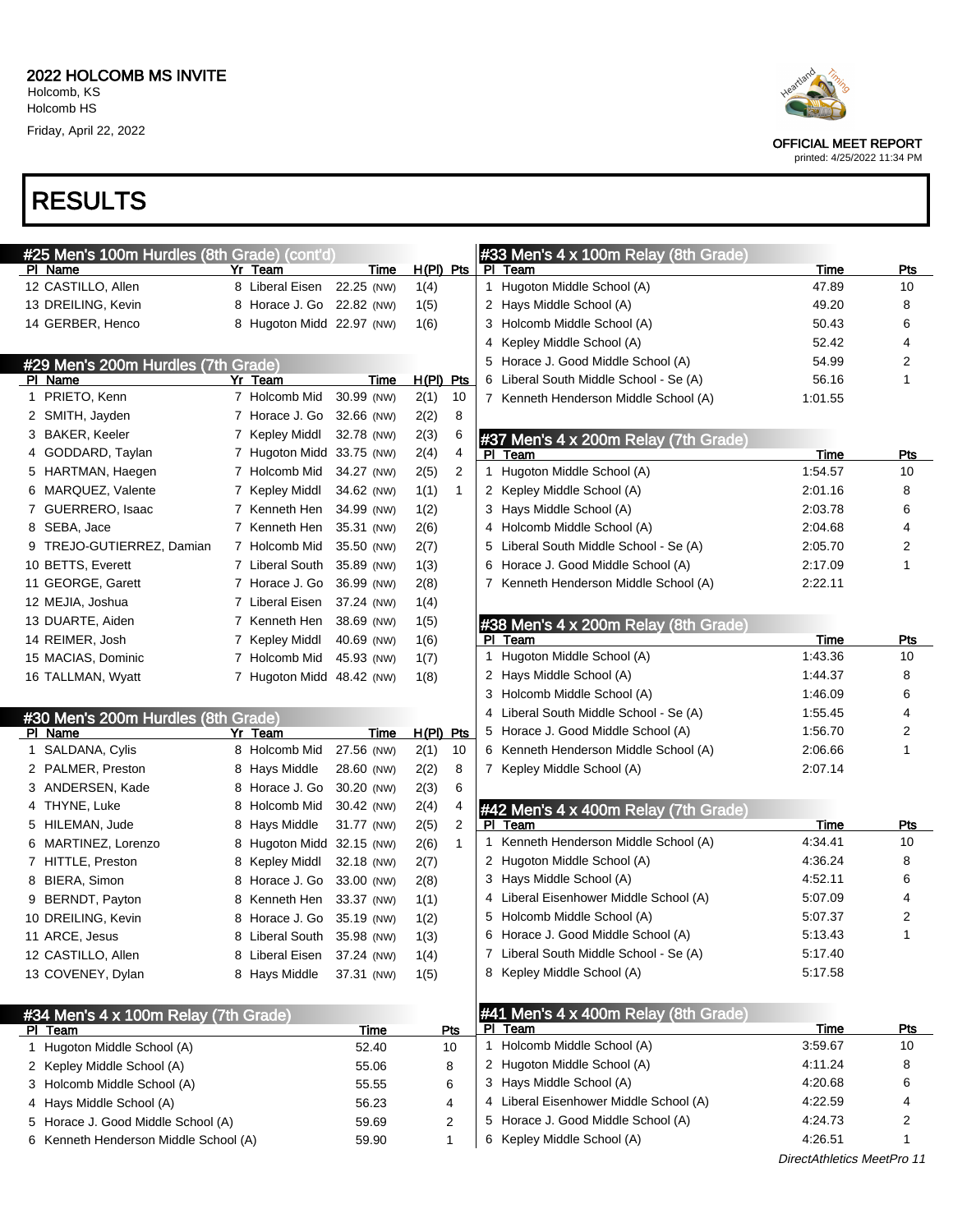# RESULTS

## #25 Men's 100m Hurdles (8th Grade) (cont'd)

| Pl | Name | Yr | Team | Time | | H(Pl) | Pts |
|---|---|---|---|---|---|---|---|
| 12 | CASTILLO, Allen | 8 | Liberal Eisen | 22.25 | (NW) | 1(4) | |
| 13 | DREILING, Kevin | 8 | Horace J. Go | 22.82 | (NW) | 1(5) | |
| 14 | GERBER, Henco | 8 | Hugoton Midd | 22.97 | (NW) | 1(6) | |

## #29 Men's 200m Hurdles (7th Grade)

| Pl | Name | Yr | Team | Time | | H(Pl) | Pts |
|---|---|---|---|---|---|---|---|
| 1 | PRIETO, Kenn | 7 | Holcomb Mid | 30.99 | (NW) | 2(1) | 10 |
| 2 | SMITH, Jayden | 7 | Horace J. Go | 32.66 | (NW) | 2(2) | 8 |
| 3 | BAKER, Keeler | 7 | Kepley Middl | 32.78 | (NW) | 2(3) | 6 |
| 4 | GODDARD, Taylan | 7 | Hugoton Midd | 33.75 | (NW) | 2(4) | 4 |
| 5 | HARTMAN, Haegen | 7 | Holcomb Mid | 34.27 | (NW) | 2(5) | 2 |
| 6 | MARQUEZ, Valente | 7 | Kepley Middl | 34.62 | (NW) | 1(1) | 1 |
| 7 | GUERRERO, Isaac | 7 | Kenneth Hen | 34.99 | (NW) | 1(2) | |
| 8 | SEBA, Jace | 7 | Kenneth Hen | 35.31 | (NW) | 2(6) | |
| 9 | TREJO-GUTIERREZ, Damian | 7 | Holcomb Mid | 35.50 | (NW) | 2(7) | |
| 10 | BETTS, Everett | 7 | Liberal South | 35.89 | (NW) | 1(3) | |
| 11 | GEORGE, Garett | 7 | Horace J. Go | 36.99 | (NW) | 2(8) | |
| 12 | MEJIA, Joshua | 7 | Liberal Eisen | 37.24 | (NW) | 1(4) | |
| 13 | DUARTE, Aiden | 7 | Kenneth Hen | 38.69 | (NW) | 1(5) | |
| 14 | REIMER, Josh | 7 | Kepley Middl | 40.69 | (NW) | 1(6) | |
| 15 | MACIAS, Dominic | 7 | Holcomb Mid | 45.93 | (NW) | 1(7) | |
| 16 | TALLMAN, Wyatt | 7 | Hugoton Midd | 48.42 | (NW) | 1(8) | |

## #30 Men's 200m Hurdles (8th Grade)

| Pl | Name | Yr | Team | Time | | H(Pl) | Pts |
|---|---|---|---|---|---|---|---|
| 1 | SALDANA, Cylis | 8 | Holcomb Mid | 27.56 | (NW) | 2(1) | 10 |
| 2 | PALMER, Preston | 8 | Hays Middle | 28.60 | (NW) | 2(2) | 8 |
| 3 | ANDERSEN, Kade | 8 | Horace J. Go | 30.20 | (NW) | 2(3) | 6 |
| 4 | THYNE, Luke | 8 | Holcomb Mid | 30.42 | (NW) | 2(4) | 4 |
| 5 | HILEMAN, Jude | 8 | Hays Middle | 31.77 | (NW) | 2(5) | 2 |
| 6 | MARTINEZ, Lorenzo | 8 | Hugoton Midd | 32.15 | (NW) | 2(6) | 1 |
| 7 | HITTLE, Preston | 8 | Kepley Middl | 32.18 | (NW) | 2(7) | |
| 8 | BIERA, Simon | 8 | Horace J. Go | 33.00 | (NW) | 2(8) | |
| 9 | BERNDT, Payton | 8 | Kenneth Hen | 33.37 | (NW) | 1(1) | |
| 10 | DREILING, Kevin | 8 | Horace J. Go | 35.19 | (NW) | 1(2) | |
| 11 | ARCE, Jesus | 8 | Liberal South | 35.98 | (NW) | 1(3) | |
| 12 | CASTILLO, Allen | 8 | Liberal Eisen | 37.24 | (NW) | 1(4) | |
| 13 | COVENEY, Dylan | 8 | Hays Middle | 37.31 | (NW) | 1(5) | |

## #34 Men's 4 x 100m Relay (7th Grade)

| Pl | Team | Time | Pts |
|---|---|---|---|
| 1 | Hugoton Middle School (A) | 52.40 | 10 |
| 2 | Kepley Middle School (A) | 55.06 | 8 |
| 3 | Holcomb Middle School (A) | 55.55 | 6 |
| 4 | Hays Middle School (A) | 56.23 | 4 |
| 5 | Horace J. Good Middle School (A) | 59.69 | 2 |
| 6 | Kenneth Henderson Middle School (A) | 59.90 | 1 |

## #33 Men's 4 x 100m Relay (8th Grade)

| Pl | Team | Time | Pts |
|---|---|---|---|
| 1 | Hugoton Middle School (A) | 47.89 | 10 |
| 2 | Hays Middle School (A) | 49.20 | 8 |
| 3 | Holcomb Middle School (A) | 50.43 | 6 |
| 4 | Kepley Middle School (A) | 52.42 | 4 |
| 5 | Horace J. Good Middle School (A) | 54.99 | 2 |
| 6 | Liberal South Middle School - Se (A) | 56.16 | 1 |
| 7 | Kenneth Henderson Middle School (A) | 1:01.55 | |

## #37 Men's 4 x 200m Relay (7th Grade)

| Pl | Team | Time | Pts |
|---|---|---|---|
| 1 | Hugoton Middle School (A) | 1:54.57 | 10 |
| 2 | Kepley Middle School (A) | 2:01.16 | 8 |
| 3 | Hays Middle School (A) | 2:03.78 | 6 |
| 4 | Holcomb Middle School (A) | 2:04.68 | 4 |
| 5 | Liberal South Middle School - Se (A) | 2:05.70 | 2 |
| 6 | Horace J. Good Middle School (A) | 2:17.09 | 1 |
| 7 | Kenneth Henderson Middle School (A) | 2:22.11 | |

## #38 Men's 4 x 200m Relay (8th Grade)

| Pl | Team | Time | Pts |
|---|---|---|---|
| 1 | Hugoton Middle School (A) | 1:43.36 | 10 |
| 2 | Hays Middle School (A) | 1:44.37 | 8 |
| 3 | Holcomb Middle School (A) | 1:46.09 | 6 |
| 4 | Liberal South Middle School - Se (A) | 1:55.45 | 4 |
| 5 | Horace J. Good Middle School (A) | 1:56.70 | 2 |
| 6 | Kenneth Henderson Middle School (A) | 2:06.66 | 1 |
| 7 | Kepley Middle School (A) | 2:07.14 | |

## #42 Men's 4 x 400m Relay (7th Grade)

| Pl | Team | Time | Pts |
|---|---|---|---|
| 1 | Kenneth Henderson Middle School (A) | 4:34.41 | 10 |
| 2 | Hugoton Middle School (A) | 4:36.24 | 8 |
| 3 | Hays Middle School (A) | 4:52.11 | 6 |
| 4 | Liberal Eisenhower Middle School (A) | 5:07.09 | 4 |
| 5 | Holcomb Middle School (A) | 5:07.37 | 2 |
| 6 | Horace J. Good Middle School (A) | 5:13.43 | 1 |
| 7 | Liberal South Middle School - Se (A) | 5:17.40 | |
| 8 | Kepley Middle School (A) | 5:17.58 | |

## #41 Men's 4 x 400m Relay (8th Grade)

| Pl | Team | Time | Pts |
|---|---|---|---|
| 1 | Holcomb Middle School (A) | 3:59.67 | 10 |
| 2 | Hugoton Middle School (A) | 4:11.24 | 8 |
| 3 | Hays Middle School (A) | 4:20.68 | 6 |
| 4 | Liberal Eisenhower Middle School (A) | 4:22.59 | 4 |
| 5 | Horace J. Good Middle School (A) | 4:24.73 | 2 |
| 6 | Kepley Middle School (A) | 4:26.51 | 1 |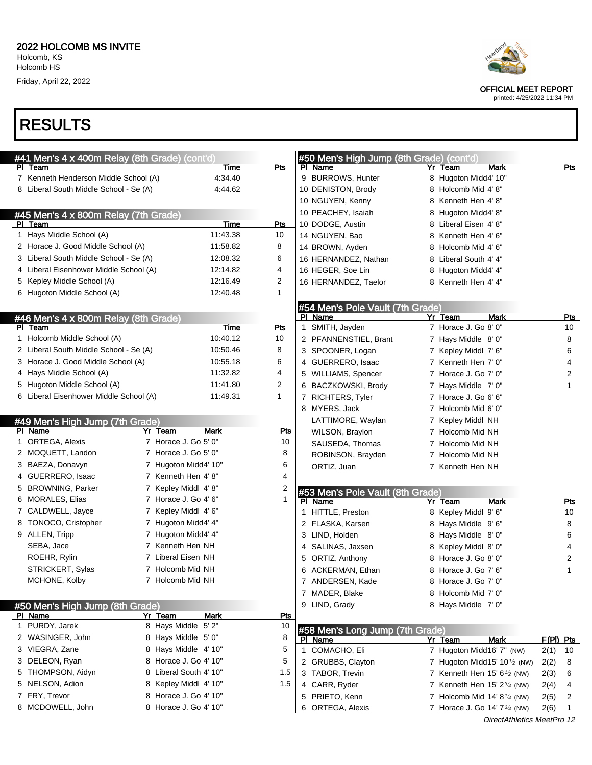# 2022 HOLCOMB MS INVITE

Holcomb, KS
Holcomb HS
Friday, April 22, 2022

OFFICIAL MEET REPORT
printed: 4/25/2022 11:34 PM

# RESULTS

## #41 Men's 4 x 400m Relay (8th Grade) (cont'd)

| Pl | Team | Time | Pts |
|---|---|---|---|
| 7 | Kenneth Henderson Middle School (A) | 4:34.40 | |
| 8 | Liberal South Middle School - Se (A) | 4:44.62 | |

## #45 Men's 4 x 800m Relay (7th Grade)

| Pl | Team | Time | Pts |
|---|---|---|---|
| 1 | Hays Middle School (A) | 11:43.38 | 10 |
| 2 | Horace J. Good Middle School (A) | 11:58.82 | 8 |
| 3 | Liberal South Middle School - Se (A) | 12:08.32 | 6 |
| 4 | Liberal Eisenhower Middle School (A) | 12:14.82 | 4 |
| 5 | Kepley Middle School (A) | 12:16.49 | 2 |
| 6 | Hugoton Middle School (A) | 12:40.48 | 1 |

## #46 Men's 4 x 800m Relay (8th Grade)

| Pl | Team | Time | Pts |
|---|---|---|---|
| 1 | Holcomb Middle School (A) | 10:40.12 | 10 |
| 2 | Liberal South Middle School - Se (A) | 10:50.46 | 8 |
| 3 | Horace J. Good Middle School (A) | 10:55.18 | 6 |
| 4 | Hays Middle School (A) | 11:32.82 | 4 |
| 5 | Hugoton Middle School (A) | 11:41.80 | 2 |
| 6 | Liberal Eisenhower Middle School (A) | 11:49.31 | 1 |

## #49 Men's High Jump (7th Grade)

| Pl | Name | Yr | Team | Mark | Pts |
|---|---|---|---|---|---|
| 1 | ORTEGA, Alexis | 7 | Horace J. Go | 5' 0" | 10 |
| 2 | MOQUETT, Landon | 7 | Horace J. Go | 5' 0" | 8 |
| 3 | BAEZA, Donavyn | 7 | Hugoton Midd | 4' 10" | 6 |
| 4 | GUERRERO, Isaac | 7 | Kenneth Hen | 4' 8" | 4 |
| 5 | BROWNING, Parker | 7 | Kepley Middl | 4' 8" | 2 |
| 6 | MORALES, Elias | 7 | Horace J. Go | 4' 6" | 1 |
| 7 | CALDWELL, Jayce | 7 | Kepley Middl | 4' 6" | |
| 8 | TONOCO, Cristopher | 7 | Hugoton Midd | 4' 4" | |
| 9 | ALLEN, Tripp | 7 | Hugoton Midd | 4' 4" | |
| | SEBA, Jace | 7 | Kenneth Hen | NH | |
| | ROEHR, Rylin | 7 | Liberal Eisen | NH | |
| | STRICKERT, Sylas | 7 | Holcomb Mid | NH | |
| | MCHONE, Kolby | 7 | Holcomb Mid | NH | |

## #50 Men's High Jump (8th Grade)

| Pl | Name | Yr | Team | Mark | Pts |
|---|---|---|---|---|---|
| 1 | PURDY, Jarek | 8 | Hays Middle | 5' 2" | 10 |
| 2 | WASINGER, John | 8 | Hays Middle | 5' 0" | 8 |
| 3 | VIEGRA, Zane | 8 | Hays Middle | 4' 10" | 5 |
| 3 | DELEON, Ryan | 8 | Horace J. Go | 4' 10" | 5 |
| 5 | THOMPSON, Aidyn | 8 | Liberal South | 4' 10" | 1.5 |
| 5 | NELSON, Adion | 8 | Kepley Middl | 4' 10" | 1.5 |
| 7 | FRY, Trevor | 8 | Horace J. Go | 4' 10" | |
| 8 | MCDOWELL, John | 8 | Horace J. Go | 4' 10" | |
| 9 | BURROWS, Hunter | 8 | Hugoton Midd | 4' 10" | |
| 10 | DENISTON, Brody | 8 | Holcomb Mid | 4' 8" | |
| 10 | NGUYEN, Kenny | 8 | Kenneth Hen | 4' 8" | |
| 10 | PEACHEY, Isaiah | 8 | Hugoton Midd | 4' 8" | |
| 10 | DODGE, Austin | 8 | Liberal Eisen | 4' 8" | |
| 14 | NGUYEN, Bao | 8 | Kenneth Hen | 4' 6" | |
| 14 | BROWN, Ayden | 8 | Holcomb Mid | 4' 6" | |
| 16 | HERNANDEZ, Nathan | 8 | Liberal South | 4' 4" | |
| 16 | HEGER, Soe Lin | 8 | Hugoton Midd | 4' 4" | |
| 16 | HERNANDEZ, Taelor | 8 | Kenneth Hen | 4' 4" | |

## #54 Men's Pole Vault (7th Grade)

| Pl | Name | Yr | Team | Mark | Pts |
|---|---|---|---|---|---|
| 1 | SMITH, Jayden | 7 | Horace J. Go | 8' 0" | 10 |
| 2 | PFANNENSTIEL, Brant | 7 | Hays Middle | 8' 0" | 8 |
| 3 | SPOONER, Logan | 7 | Kepley Middl | 7' 6" | 6 |
| 4 | GUERRERO, Isaac | 7 | Kenneth Hen | 7' 0" | 4 |
| 5 | WILLIAMS, Spencer | 7 | Horace J. Go | 7' 0" | 2 |
| 6 | BACZKOWSKI, Brody | 7 | Hays Middle | 7' 0" | 1 |
| 7 | RICHTERS, Tyler | 7 | Horace J. Go | 6' 6" | |
| 8 | MYERS, Jack | 7 | Holcomb Mid | 6' 0" | |
| | LATTIMORE, Waylan | 7 | Kepley Middl | NH | |
| | WILSON, Braylon | 7 | Holcomb Mid | NH | |
| | SAUSEDA, Thomas | 7 | Holcomb Mid | NH | |
| | ROBINSON, Brayden | 7 | Holcomb Mid | NH | |
| | ORTIZ, Juan | 7 | Kenneth Hen | NH | |

## #53 Men's Pole Vault (8th Grade)

| Pl | Name | Yr | Team | Mark | Pts |
|---|---|---|---|---|---|
| 1 | HITTLE, Preston | 8 | Kepley Middl | 9' 6" | 10 |
| 2 | FLASKA, Karsen | 8 | Hays Middle | 9' 6" | 8 |
| 3 | LIND, Holden | 8 | Hays Middle | 8' 0" | 6 |
| 4 | SALINAS, Jaxsen | 8 | Kepley Middl | 8' 0" | 4 |
| 5 | ORTIZ, Anthony | 8 | Horace J. Go | 8' 0" | 2 |
| 6 | ACKERMAN, Ethan | 8 | Horace J. Go | 7' 6" | 1 |
| 7 | ANDERSEN, Kade | 8 | Horace J. Go | 7' 0" | |
| 7 | MADER, Blake | 8 | Holcomb Mid | 7' 0" | |
| 9 | LIND, Grady | 8 | Hays Middle | 7' 0" | |

## #58 Men's Long Jump (7th Grade)

| Pl | Name | Yr | Team | Mark | F(Pl) | Pts |
|---|---|---|---|---|---|---|
| 1 | COMACHO, Eli | 7 | Hugoton Midd | 16' 7" (NW) | 2(1) | 10 |
| 2 | GRUBBS, Clayton | 7 | Hugoton Midd | 15' 10½ (NW) | 2(2) | 8 |
| 3 | TABOR, Trevin | 7 | Kenneth Hen | 15' 6½ (NW) | 2(3) | 6 |
| 4 | CARR, Ryder | 7 | Kenneth Hen | 15' 2¾ (NW) | 2(4) | 4 |
| 5 | PRIETO, Kenn | 7 | Holcomb Mid | 14' 8¼ (NW) | 2(5) | 2 |
| 6 | ORTEGA, Alexis | 7 | Horace J. Go | 14' 7¾ (NW) | 2(6) | 1 |

DirectAthletics MeetPro 12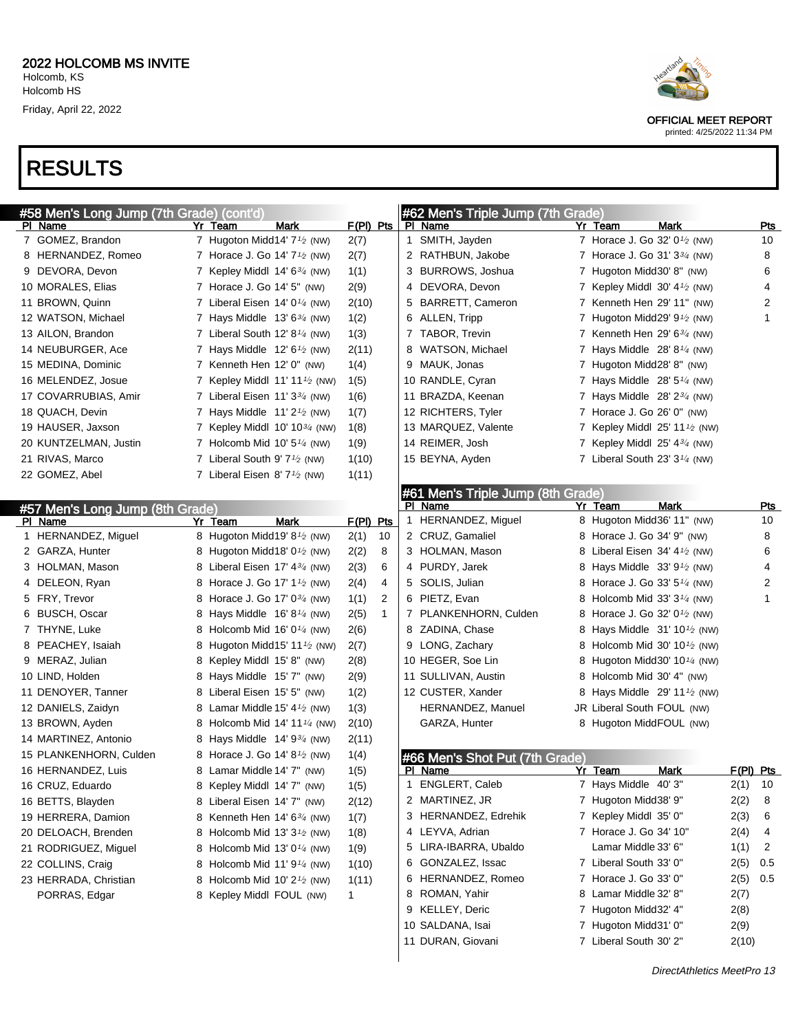# 2022 HOLCOMB MS INVITE

Holcomb, KS
Holcomb HS
Friday, April 22, 2022

OFFICIAL MEET REPORT
printed: 4/25/2022 11:34 PM

# RESULTS

## #58 Men's Long Jump (7th Grade) (cont'd)

| Pl | Name | Yr | Team | Mark | F(Pl) | Pts |
|---|---|---|---|---|---|---|
| 7 | GOMEZ, Brandon | 7 | Hugoton Midd | 14' 7½ (NW) | 2(7) | |
| 8 | HERNANDEZ, Romeo | 7 | Horace J. Go | 14' 7½ (NW) | 2(7) | |
| 9 | DEVORA, Devon | 7 | Kepley Middl | 14' 6¾ (NW) | 1(1) | |
| 10 | MORALES, Elias | 7 | Horace J. Go | 14' 5" (NW) | 2(9) | |
| 11 | BROWN, Quinn | 7 | Liberal Eisen | 14' 0¼ (NW) | 2(10) | |
| 12 | WATSON, Michael | 7 | Hays Middle | 13' 6¾ (NW) | 1(2) | |
| 13 | AILON, Brandon | 7 | Liberal South | 12' 8¼ (NW) | 1(3) | |
| 14 | NEUBURGER, Ace | 7 | Hays Middle | 12' 6½ (NW) | 2(11) | |
| 15 | MEDINA, Dominic | 7 | Kenneth Hen | 12' 0" (NW) | 1(4) | |
| 16 | MELENDEZ, Josue | 7 | Kepley Middl | 11' 11½ (NW) | 1(5) | |
| 17 | COVARRUBIAS, Amir | 7 | Liberal Eisen | 11' 3¾ (NW) | 1(6) | |
| 18 | QUACH, Devin | 7 | Hays Middle | 11' 2½ (NW) | 1(7) | |
| 19 | HAUSER, Jaxson | 7 | Kepley Middl | 10' 10¾ (NW) | 1(8) | |
| 20 | KUNTZELMAN, Justin | 7 | Holcomb Mid | 10' 5¼ (NW) | 1(9) | |
| 21 | RIVAS, Marco | 7 | Liberal South | 9' 7½ (NW) | 1(10) | |
| 22 | GOMEZ, Abel | 7 | Liberal Eisen | 8' 7½ (NW) | 1(11) | |

## #57 Men's Long Jump (8th Grade)

| Pl | Name | Yr | Team | Mark | F(Pl) | Pts |
|---|---|---|---|---|---|---|
| 1 | HERNANDEZ, Miguel | 8 | Hugoton Midd | 19' 8½ (NW) | 2(1) | 10 |
| 2 | GARZA, Hunter | 8 | Hugoton Midd | 18' 0½ (NW) | 2(2) | 8 |
| 3 | HOLMAN, Mason | 8 | Liberal Eisen | 17' 4¾ (NW) | 2(3) | 6 |
| 4 | DELEON, Ryan | 8 | Horace J. Go | 17' 1½ (NW) | 2(4) | 4 |
| 5 | FRY, Trevor | 8 | Horace J. Go | 17' 0¾ (NW) | 1(1) | 2 |
| 6 | BUSCH, Oscar | 8 | Hays Middle | 16' 8¼ (NW) | 2(5) | 1 |
| 7 | THYNE, Luke | 8 | Holcomb Mid | 16' 0¼ (NW) | 2(6) | |
| 8 | PEACHEY, Isaiah | 8 | Hugoton Midd | 15' 11½ (NW) | 2(7) | |
| 9 | MERAZ, Julian | 8 | Kepley Middl | 15' 8" (NW) | 2(8) | |
| 10 | LIND, Holden | 8 | Hays Middle | 15' 7" (NW) | 2(9) | |
| 11 | DENOYER, Tanner | 8 | Liberal Eisen | 15' 5" (NW) | 1(2) | |
| 12 | DANIELS, Zaidyn | 8 | Lamar Middle | 15' 4½ (NW) | 1(3) | |
| 13 | BROWN, Ayden | 8 | Holcomb Mid | 14' 11¼ (NW) | 2(10) | |
| 14 | MARTINEZ, Antonio | 8 | Hays Middle | 14' 9¾ (NW) | 2(11) | |
| 15 | PLANKENHORN, Culden | 8 | Horace J. Go | 14' 8½ (NW) | 1(4) | |
| 16 | HERNANDEZ, Luis | 8 | Lamar Middle | 14' 7" (NW) | 1(5) | |
| 16 | CRUZ, Eduardo | 8 | Kepley Middl | 14' 7" (NW) | 1(5) | |
| 16 | BETTS, Blayden | 8 | Liberal Eisen | 14' 7" (NW) | 2(12) | |
| 19 | HERRERA, Damion | 8 | Kenneth Hen | 14' 6¾ (NW) | 1(7) | |
| 20 | DELOACH, Brenden | 8 | Holcomb Mid | 13' 3½ (NW) | 1(8) | |
| 21 | RODRIGUEZ, Miguel | 8 | Holcomb Mid | 13' 0¼ (NW) | 1(9) | |
| 22 | COLLINS, Craig | 8 | Holcomb Mid | 11' 9¼ (NW) | 1(10) | |
| 23 | HERRADA, Christian | 8 | Holcomb Mid | 10' 2½ (NW) | 1(11) | |
| | PORRAS, Edgar | 8 | Kepley Middl | FOUL (NW) | 1 | |

## #62 Men's Triple Jump (7th Grade)

| Pl | Name | Yr | Team | Mark | Pts |
|---|---|---|---|---|---|
| 1 | SMITH, Jayden | 7 | Horace J. Go | 32' 0½ (NW) | 10 |
| 2 | RATHBUN, Jakobe | 7 | Horace J. Go | 31' 3¾ (NW) | 8 |
| 3 | BURROWS, Joshua | 7 | Hugoton Midd | 30' 8" (NW) | 6 |
| 4 | DEVORA, Devon | 7 | Kepley Middl | 30' 4½ (NW) | 4 |
| 5 | BARRETT, Cameron | 7 | Kenneth Hen | 29' 11" (NW) | 2 |
| 6 | ALLEN, Tripp | 7 | Hugoton Midd | 29' 9½ (NW) | 1 |
| 7 | TABOR, Trevin | 7 | Kenneth Hen | 29' 6¾ (NW) | |
| 8 | WATSON, Michael | 7 | Hays Middle | 28' 8¼ (NW) | |
| 9 | MAUK, Jonas | 7 | Hugoton Midd | 28' 8" (NW) | |
| 10 | RANDLE, Cyran | 7 | Hays Middle | 28' 5¼ (NW) | |
| 11 | BRAZDA, Keenan | 7 | Hays Middle | 28' 2¾ (NW) | |
| 12 | RICHTERS, Tyler | 7 | Horace J. Go | 26' 0" (NW) | |
| 13 | MARQUEZ, Valente | 7 | Kepley Middl | 25' 11½ (NW) | |
| 14 | REIMER, Josh | 7 | Kepley Middl | 25' 4¾ (NW) | |
| 15 | BEYNA, Ayden | 7 | Liberal South | 23' 3¼ (NW) | |

## #61 Men's Triple Jump (8th Grade)

| Pl | Name | Yr | Team | Mark | Pts |
|---|---|---|---|---|---|
| 1 | HERNANDEZ, Miguel | 8 | Hugoton Midd | 36' 11" (NW) | 10 |
| 2 | CRUZ, Gamaliel | 8 | Horace J. Go | 34' 9" (NW) | 8 |
| 3 | HOLMAN, Mason | 8 | Liberal Eisen | 34' 4½ (NW) | 6 |
| 4 | PURDY, Jarek | 8 | Hays Middle | 33' 9½ (NW) | 4 |
| 5 | SOLIS, Julian | 8 | Horace J. Go | 33' 5¼ (NW) | 2 |
| 6 | PIETZ, Evan | 8 | Holcomb Mid | 33' 3¼ (NW) | 1 |
| 7 | PLANKENHORN, Culden | 8 | Horace J. Go | 32' 0½ (NW) | |
| 8 | ZADINA, Chase | 8 | Hays Middle | 31' 10½ (NW) | |
| 9 | LONG, Zachary | 8 | Holcomb Mid | 30' 10½ (NW) | |
| 10 | HEGER, Soe Lin | 8 | Hugoton Midd | 30' 10¼ (NW) | |
| 11 | SULLIVAN, Austin | 8 | Holcomb Mid | 30' 4" (NW) | |
| 12 | CUSTER, Xander | 8 | Hays Middle | 29' 11½ (NW) | |
| | HERNANDEZ, Manuel | JR | Liberal South | FOUL (NW) | |
| | GARZA, Hunter | 8 | Hugoton Midd | FOUL (NW) | |

## #66 Men's Shot Put (7th Grade)

| Pl | Name | Yr | Team | Mark | F(Pl) | Pts |
|---|---|---|---|---|---|---|
| 1 | ENGLERT, Caleb | 7 | Hays Middle | 40' 3" | 2(1) | 10 |
| 2 | MARTINEZ, JR | 7 | Hugoton Midd | 38' 9" | 2(2) | 8 |
| 3 | HERNANDEZ, Edrehik | 7 | Kepley Middl | 35' 0" | 2(3) | 6 |
| 4 | LEYVA, Adrian | 7 | Horace J. Go | 34' 10" | 2(4) | 4 |
| 5 | LIRA-IBARRA, Ubaldo | | Lamar Middle | 33' 6" | 1(1) | 2 |
| 6 | GONZALEZ, Issac | 7 | Liberal South | 33' 0" | 2(5) | 0.5 |
| 6 | HERNANDEZ, Romeo | 7 | Horace J. Go | 33' 0" | 2(5) | 0.5 |
| 8 | ROMAN, Yahir | 8 | Lamar Middle | 32' 8" | 2(7) | |
| 9 | KELLEY, Deric | 7 | Hugoton Midd | 32' 4" | 2(8) | |
| 10 | SALDANA, Isai | 7 | Hugoton Midd | 31' 0" | 2(9) | |
| 11 | DURAN, Giovani | 7 | Liberal South | 30' 2" | 2(10) | |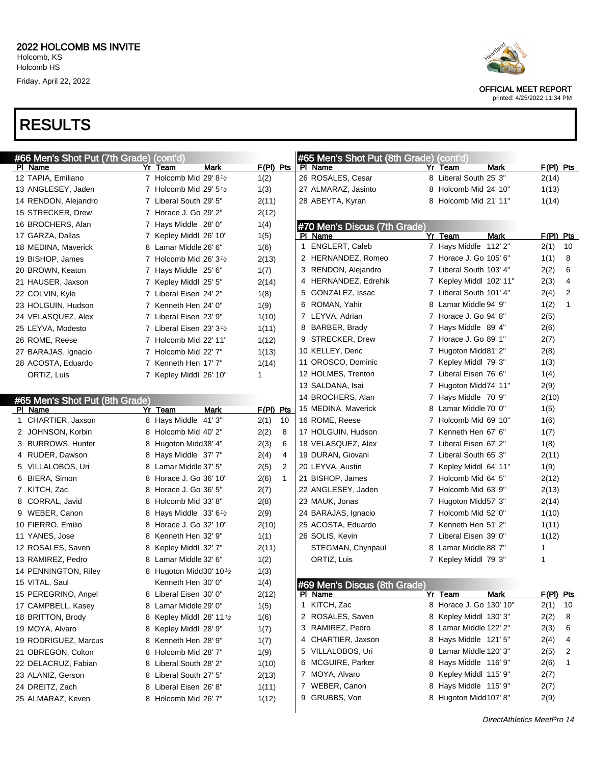# 2022 HOLCOMB MS INVITE

Holcomb, KS
Holcomb HS
Friday, April 22, 2022

OFFICIAL MEET REPORT
printed: 4/25/2022 11:34 PM

# RESULTS

## #66 Men's Shot Put (7th Grade) (cont'd)

| Pl | Name | Yr | Team | Mark | F(Pl) | Pts |
|---|---|---|---|---|---|---|
| 12 | TAPIA, Emiliano | 7 | Holcomb Mid | 29' 8½ | 1(2) | |
| 13 | ANGLESEY, Jaden | 7 | Holcomb Mid | 29' 5½ | 1(3) | |
| 14 | RENDON, Alejandro | 7 | Liberal South | 29' 5" | 2(11) | |
| 15 | STRECKER, Drew | 7 | Horace J. Go | 29' 2" | 2(12) | |
| 16 | BROCHERS, Alan | 7 | Hays Middle | 28' 0" | 1(4) | |
| 17 | GARZA, Dallas | 7 | Kepley Middl | 26' 10" | 1(5) | |
| 18 | MEDINA, Maverick | 8 | Lamar Middle | 26' 6" | 1(6) | |
| 19 | BISHOP, James | 7 | Holcomb Mid | 26' 3½ | 2(13) | |
| 20 | BROWN, Keaton | 7 | Hays Middle | 25' 6" | 1(7) | |
| 21 | HAUSER, Jaxson | 7 | Kepley Middl | 25' 5" | 2(14) | |
| 22 | COLVIN, Kyle | 7 | Liberal Eisen | 24' 2" | 1(8) | |
| 23 | HOLGUIN, Hudson | 7 | Kenneth Hen | 24' 0" | 1(9) | |
| 24 | VELASQUEZ, Alex | 7 | Liberal Eisen | 23' 9" | 1(10) | |
| 25 | LEYVA, Modesto | 7 | Liberal Eisen | 23' 3½ | 1(11) | |
| 26 | ROME, Reese | 7 | Holcomb Mid | 22' 11" | 1(12) | |
| 27 | BARAJAS, Ignacio | 7 | Holcomb Mid | 22' 7" | 1(13) | |
| 28 | ACOSTA, Eduardo | 7 | Kenneth Hen | 17' 7" | 1(14) | |
| | ORTIZ, Luis | 7 | Kepley Middl | 26' 10" | 1 | |

## #65 Men's Shot Put (8th Grade)

| Pl | Name | Yr | Team | Mark | F(Pl) | Pts |
|---|---|---|---|---|---|---|
| 1 | CHARTIER, Jaxson | 8 | Hays Middle | 41' 3" | 2(1) | 10 |
| 2 | JOHNSON, Korbin | 8 | Holcomb Mid | 40' 2" | 2(2) | 8 |
| 3 | BURROWS, Hunter | 8 | Hugoton Midd | 38' 4" | 2(3) | 6 |
| 4 | RUDER, Dawson | 8 | Hays Middle | 37' 7" | 2(4) | 4 |
| 5 | VILLALOBOS, Uri | 8 | Lamar Middle | 37' 5" | 2(5) | 2 |
| 6 | BIERA, Simon | 8 | Horace J. Go | 36' 10" | 2(6) | 1 |
| 7 | KITCH, Zac | 8 | Horace J. Go | 36' 5" | 2(7) | |
| 8 | CORRAL, Javid | 8 | Holcomb Mid | 33' 8" | 2(8) | |
| 9 | WEBER, Canon | 8 | Hays Middle | 33' 6½ | 2(9) | |
| 10 | FIERRO, Emilio | 8 | Horace J. Go | 32' 10" | 2(10) | |
| 11 | YANES, Jose | 8 | Kenneth Hen | 32' 9" | 1(1) | |
| 12 | ROSALES, Saven | 8 | Kepley Middl | 32' 7" | 2(11) | |
| 13 | RAMIREZ, Pedro | 8 | Lamar Middle | 32' 6" | 1(2) | |
| 14 | PENNINGTON, Riley | 8 | Hugoton Midd | 30' 10½ | 1(3) | |
| 15 | VITAL, Saul | | Kenneth Hen | 30' 0" | 1(4) | |
| 15 | PEREGRINO, Angel | 8 | Liberal Eisen | 30' 0" | 2(12) | |
| 17 | CAMPBELL, Kasey | 8 | Lamar Middle | 29' 0" | 1(5) | |
| 18 | BRITTON, Brody | 8 | Kepley Middl | 28' 11½ | 1(6) | |
| 19 | MOYA, Alvaro | 8 | Kepley Middl | 28' 9" | 1(7) | |
| 19 | RODRIGUEZ, Marcus | 8 | Kenneth Hen | 28' 9" | 1(7) | |
| 21 | OBREGON, Colton | 8 | Holcomb Mid | 28' 7" | 1(9) | |
| 22 | DELACRUZ, Fabian | 8 | Liberal South | 28' 2" | 1(10) | |
| 23 | ALANIZ, Gerson | 8 | Liberal South | 27' 5" | 2(13) | |
| 24 | DREITZ, Zach | 8 | Liberal Eisen | 26' 8" | 1(11) | |
| 25 | ALMARAZ, Keven | 8 | Holcomb Mid | 26' 7" | 1(12) | |
| 26 | ROSALES, Cesar | 8 | Liberal South | 25' 3" | 2(14) | |
| 27 | ALMARAZ, Jasinto | 8 | Holcomb Mid | 24' 10" | 1(13) | |
| 28 | ABEYTA, Kyran | 8 | Holcomb Mid | 21' 11" | 1(14) | |

## #70 Men's Discus (7th Grade)

| Pl | Name | Yr | Team | Mark | F(Pl) | Pts |
|---|---|---|---|---|---|---|
| 1 | ENGLERT, Caleb | 7 | Hays Middle | 112' 2" | 2(1) | 10 |
| 2 | HERNANDEZ, Romeo | 7 | Horace J. Go | 105' 6" | 1(1) | 8 |
| 3 | RENDON, Alejandro | 7 | Liberal South | 103' 4" | 2(2) | 6 |
| 4 | HERNANDEZ, Edrehik | 7 | Kepley Middl | 102' 11" | 2(3) | 4 |
| 5 | GONZALEZ, Issac | 7 | Liberal South | 101' 4" | 2(4) | 2 |
| 6 | ROMAN, Yahir | 8 | Lamar Middle | 94' 9" | 1(2) | 1 |
| 7 | LEYVA, Adrian | 7 | Horace J. Go | 94' 8" | 2(5) | |
| 8 | BARBER, Brady | 7 | Hays Middle | 89' 4" | 2(6) | |
| 9 | STRECKER, Drew | 7 | Horace J. Go | 89' 1" | 2(7) | |
| 10 | KELLEY, Deric | 7 | Hugoton Midd | 81' 2" | 2(8) | |
| 11 | OROSCO, Dominic | 7 | Kepley Middl | 79' 3" | 1(3) | |
| 12 | HOLMES, Trenton | 7 | Liberal Eisen | 76' 6" | 1(4) | |
| 13 | SALDANA, Isai | 7 | Hugoton Midd | 74' 11" | 2(9) | |
| 14 | BROCHERS, Alan | 7 | Hays Middle | 70' 9" | 2(10) | |
| 15 | MEDINA, Maverick | 8 | Lamar Middle | 70' 0" | 1(5) | |
| 16 | ROME, Reese | 7 | Holcomb Mid | 69' 10" | 1(6) | |
| 17 | HOLGUIN, Hudson | 7 | Kenneth Hen | 67' 6" | 1(7) | |
| 18 | VELASQUEZ, Alex | 7 | Liberal Eisen | 67' 2" | 1(8) | |
| 19 | DURAN, Giovani | 7 | Liberal South | 65' 3" | 2(11) | |
| 20 | LEYVA, Austin | 7 | Kepley Middl | 64' 11" | 1(9) | |
| 21 | BISHOP, James | 7 | Holcomb Mid | 64' 5" | 2(12) | |
| 22 | ANGLESEY, Jaden | 7 | Holcomb Mid | 63' 9" | 2(13) | |
| 23 | MAUK, Jonas | 7 | Hugoton Midd | 57' 3" | 2(14) | |
| 24 | BARAJAS, Ignacio | 7 | Holcomb Mid | 52' 0" | 1(10) | |
| 25 | ACOSTA, Eduardo | 7 | Kenneth Hen | 51' 2" | 1(11) | |
| 26 | SOLIS, Kevin | 7 | Liberal Eisen | 39' 0" | 1(12) | |
| | STEGMAN, Chynpaul | 8 | Lamar Middle | 88' 7" | 1 | |
| | ORTIZ, Luis | 7 | Kepley Middl | 79' 3" | 1 | |

## #69 Men's Discus (8th Grade)

| Pl | Name | Yr | Team | Mark | F(Pl) | Pts |
|---|---|---|---|---|---|---|
| 1 | KITCH, Zac | 8 | Horace J. Go | 130' 10" | 2(1) | 10 |
| 2 | ROSALES, Saven | 8 | Kepley Middl | 130' 3" | 2(2) | 8 |
| 3 | RAMIREZ, Pedro | 8 | Lamar Middle | 122' 2" | 2(3) | 6 |
| 4 | CHARTIER, Jaxson | 8 | Hays Middle | 121' 5" | 2(4) | 4 |
| 5 | VILLALOBOS, Uri | 8 | Lamar Middle | 120' 3" | 2(5) | 2 |
| 6 | MCGUIRE, Parker | 8 | Hays Middle | 116' 9" | 2(6) | 1 |
| 7 | MOYA, Alvaro | 8 | Kepley Middl | 115' 9" | 2(7) | |
| 7 | WEBER, Canon | 8 | Hays Middle | 115' 9" | 2(7) | |
| 9 | GRUBBS, Von | 8 | Hugoton Midd | 107' 8" | 2(9) | |

DirectAthletics MeetPro 14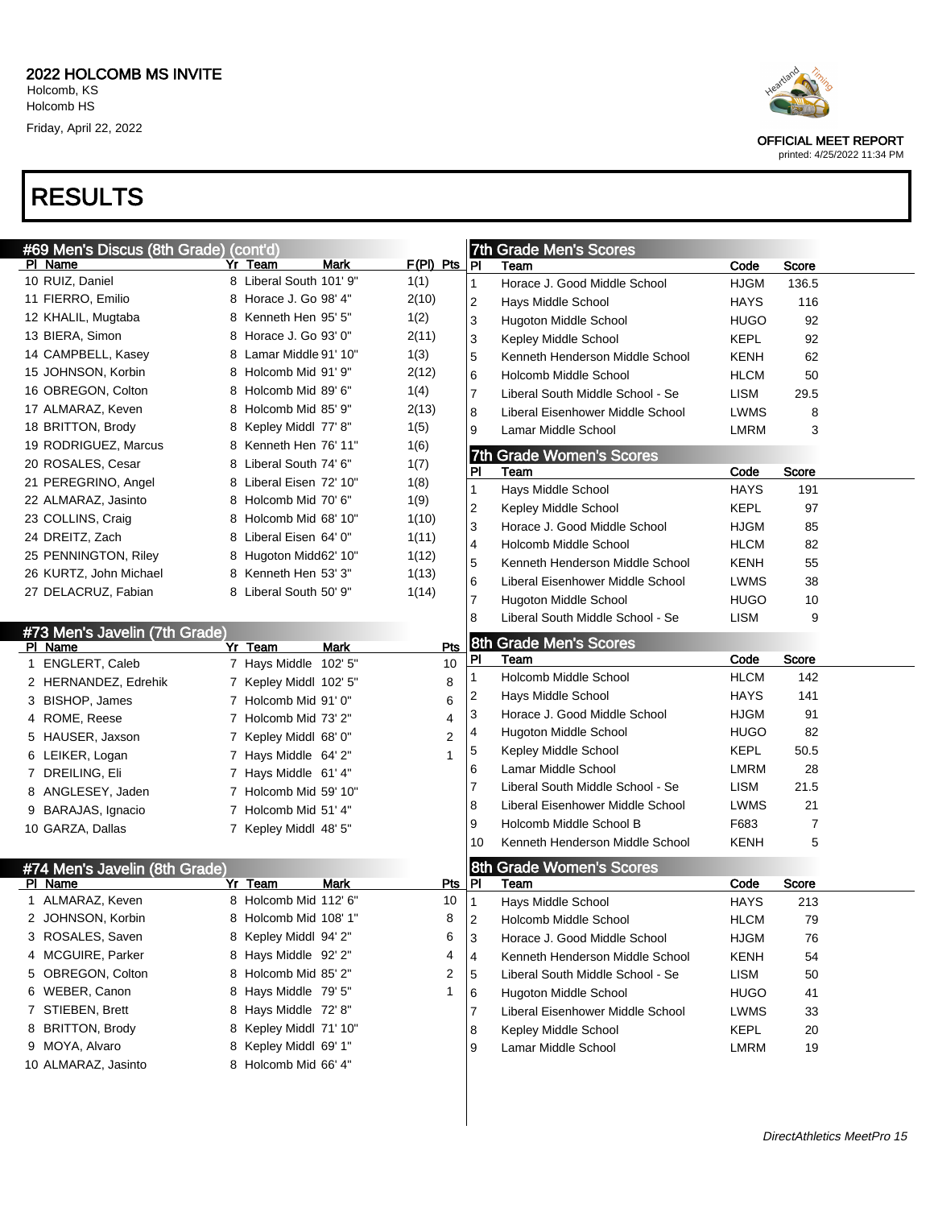## 2022 HOLCOMB MS INVITE

Holcomb, KS
Holcomb HS
Friday, April 22, 2022

OFFICIAL MEET REPORT
printed: 4/25/2022 11:34 PM

# RESULTS

### #69 Men's Discus (8th Grade) (cont'd)

| Pl | Name | Yr | Team | Mark | F(Pl) | Pts |
|---|---|---|---|---|---|---|
| 10 | RUIZ, Daniel | 8 | Liberal South | 101' 9" | 1(1) | |
| 11 | FIERRO, Emilio | 8 | Horace J. Go | 98' 4" | 2(10) | |
| 12 | KHALIL, Mugtaba | 8 | Kenneth Hen | 95' 5" | 1(2) | |
| 13 | BIERA, Simon | 8 | Horace J. Go | 93' 0" | 2(11) | |
| 14 | CAMPBELL, Kasey | 8 | Lamar Middle | 91' 10" | 1(3) | |
| 15 | JOHNSON, Korbin | 8 | Holcomb Mid | 91' 9" | 2(12) | |
| 16 | OBREGON, Colton | 8 | Holcomb Mid | 89' 6" | 1(4) | |
| 17 | ALMARAZ, Keven | 8 | Holcomb Mid | 85' 9" | 2(13) | |
| 18 | BRITTON, Brody | 8 | Kepley Middl | 77' 8" | 1(5) | |
| 19 | RODRIGUEZ, Marcus | 8 | Kenneth Hen | 76' 11" | 1(6) | |
| 20 | ROSALES, Cesar | 8 | Liberal South | 74' 6" | 1(7) | |
| 21 | PEREGRINO, Angel | 8 | Liberal Eisen | 72' 10" | 1(8) | |
| 22 | ALMARAZ, Jasinto | 8 | Holcomb Mid | 70' 6" | 1(9) | |
| 23 | COLLINS, Craig | 8 | Holcomb Mid | 68' 10" | 1(10) | |
| 24 | DREITZ, Zach | 8 | Liberal Eisen | 64' 0" | 1(11) | |
| 25 | PENNINGTON, Riley | 8 | Hugoton Mid | 62' 10" | 1(12) | |
| 26 | KURTZ, John Michael | 8 | Kenneth Hen | 53' 3" | 1(13) | |
| 27 | DELACRUZ, Fabian | 8 | Liberal South | 50' 9" | 1(14) | |

### #73 Men's Javelin (7th Grade)

| Pl | Name | Yr | Team | Mark | Pts |
|---|---|---|---|---|---|
| 1 | ENGLERT, Caleb | 7 | Hays Middle | 102' 5" | 10 |
| 2 | HERNANDEZ, Edrehik | 7 | Kepley Middl | 102' 5" | 8 |
| 3 | BISHOP, James | 7 | Holcomb Mid | 91' 0" | 6 |
| 4 | ROME, Reese | 7 | Holcomb Mid | 73' 2" | 4 |
| 5 | HAUSER, Jaxson | 7 | Kepley Middl | 68' 0" | 2 |
| 6 | LEIKER, Logan | 7 | Hays Middle | 64' 2" | 1 |
| 7 | DREILING, Eli | 7 | Hays Middle | 61' 4" | |
| 8 | ANGLESEY, Jaden | 7 | Holcomb Mid | 59' 10" | |
| 9 | BARAJAS, Ignacio | 7 | Holcomb Mid | 51' 4" | |
| 10 | GARZA, Dallas | 7 | Kepley Middl | 48' 5" | |

### #74 Men's Javelin (8th Grade)

| Pl | Name | Yr | Team | Mark | Pts |
|---|---|---|---|---|---|
| 1 | ALMARAZ, Keven | 8 | Holcomb Mid | 112' 6" | 10 |
| 2 | JOHNSON, Korbin | 8 | Holcomb Mid | 108' 1" | 8 |
| 3 | ROSALES, Saven | 8 | Kepley Middl | 94' 2" | 6 |
| 4 | MCGUIRE, Parker | 8 | Hays Middle | 92' 2" | 4 |
| 5 | OBREGON, Colton | 8 | Holcomb Mid | 85' 2" | 2 |
| 6 | WEBER, Canon | 8 | Hays Middle | 79' 5" | 1 |
| 7 | STIEBEN, Brett | 8 | Hays Middle | 72' 8" | |
| 8 | BRITTON, Brody | 8 | Kepley Middl | 71' 10" | |
| 9 | MOYA, Alvaro | 8 | Kepley Middl | 69' 1" | |
| 10 | ALMARAZ, Jasinto | 8 | Holcomb Mid | 66' 4" | |

### 7th Grade Men's Scores

| Pl | Team | Code | Score |
|---|---|---|---|
| 1 | Horace J. Good Middle School | HJGM | 136.5 |
| 2 | Hays Middle School | HAYS | 116 |
| 3 | Hugoton Middle School | HUGO | 92 |
| 3 | Kepley Middle School | KEPL | 92 |
| 5 | Kenneth Henderson Middle School | KENH | 62 |
| 6 | Holcomb Middle School | HLCM | 50 |
| 7 | Liberal South Middle School - Se | LISM | 29.5 |
| 8 | Liberal Eisenhower Middle School | LWMS | 8 |
| 9 | Lamar Middle School | LMRM | 3 |

### 7th Grade Women's Scores

| Pl | Team | Code | Score |
|---|---|---|---|
| 1 | Hays Middle School | HAYS | 191 |
| 2 | Kepley Middle School | KEPL | 97 |
| 3 | Horace J. Good Middle School | HJGM | 85 |
| 4 | Holcomb Middle School | HLCM | 82 |
| 5 | Kenneth Henderson Middle School | KENH | 55 |
| 6 | Liberal Eisenhower Middle School | LWMS | 38 |
| 7 | Hugoton Middle School | HUGO | 10 |
| 8 | Liberal South Middle School - Se | LISM | 9 |

### 8th Grade Men's Scores

| Pl | Team | Code | Score |
|---|---|---|---|
| 1 | Holcomb Middle School | HLCM | 142 |
| 2 | Hays Middle School | HAYS | 141 |
| 3 | Horace J. Good Middle School | HJGM | 91 |
| 4 | Hugoton Middle School | HUGO | 82 |
| 5 | Kepley Middle School | KEPL | 50.5 |
| 6 | Lamar Middle School | LMRM | 28 |
| 7 | Liberal South Middle School - Se | LISM | 21.5 |
| 8 | Liberal Eisenhower Middle School | LWMS | 21 |
| 9 | Holcomb Middle School B | F683 | 7 |
| 10 | Kenneth Henderson Middle School | KENH | 5 |

### 8th Grade Women's Scores

| Pl | Team | Code | Score |
|---|---|---|---|
| 1 | Hays Middle School | HAYS | 213 |
| 2 | Holcomb Middle School | HLCM | 79 |
| 3 | Horace J. Good Middle School | HJGM | 76 |
| 4 | Kenneth Henderson Middle School | KENH | 54 |
| 5 | Liberal South Middle School - Se | LISM | 50 |
| 6 | Hugoton Middle School | HUGO | 41 |
| 7 | Liberal Eisenhower Middle School | LWMS | 33 |
| 8 | Kepley Middle School | KEPL | 20 |
| 9 | Lamar Middle School | LMRM | 19 |

*DirectAthletics MeetPro 15*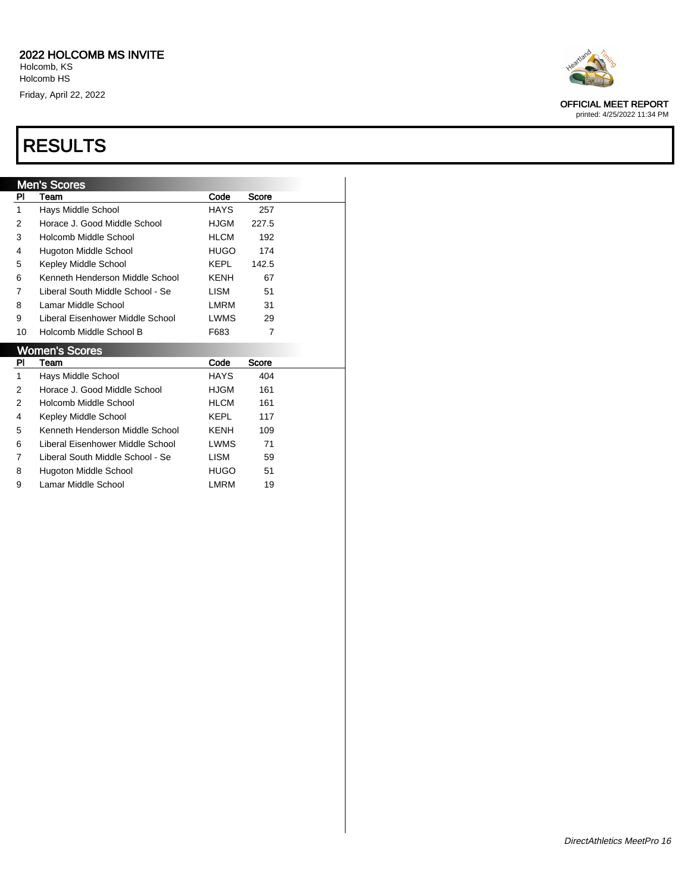2022 HOLCOMB MS INVITE
Holcomb, KS
Holcomb HS
Friday, April 22, 2022

OFFICIAL MEET REPORT
printed: 4/25/2022 11:34 PM

# RESULTS

## Men's Scores

| Pl | Team | Code | Score |
|---|---|---|---|
| 1 | Hays Middle School | HAYS | 257 |
| 2 | Horace J. Good Middle School | HJGM | 227.5 |
| 3 | Holcomb Middle School | HLCM | 192 |
| 4 | Hugoton Middle School | HUGO | 174 |
| 5 | Kepley Middle School | KEPL | 142.5 |
| 6 | Kenneth Henderson Middle School | KENH | 67 |
| 7 | Liberal South Middle School - Se | LISM | 51 |
| 8 | Lamar Middle School | LMRM | 31 |
| 9 | Liberal Eisenhower Middle School | LWMS | 29 |
| 10 | Holcomb Middle School B | F683 | 7 |

## Women's Scores

| Pl | Team | Code | Score |
|---|---|---|---|
| 1 | Hays Middle School | HAYS | 404 |
| 2 | Horace J. Good Middle School | HJGM | 161 |
| 2 | Holcomb Middle School | HLCM | 161 |
| 4 | Kepley Middle School | KEPL | 117 |
| 5 | Kenneth Henderson Middle School | KENH | 109 |
| 6 | Liberal Eisenhower Middle School | LWMS | 71 |
| 7 | Liberal South Middle School - Se | LISM | 59 |
| 8 | Hugoton Middle School | HUGO | 51 |
| 9 | Lamar Middle School | LMRM | 19 |

DirectAthletics MeetPro 16